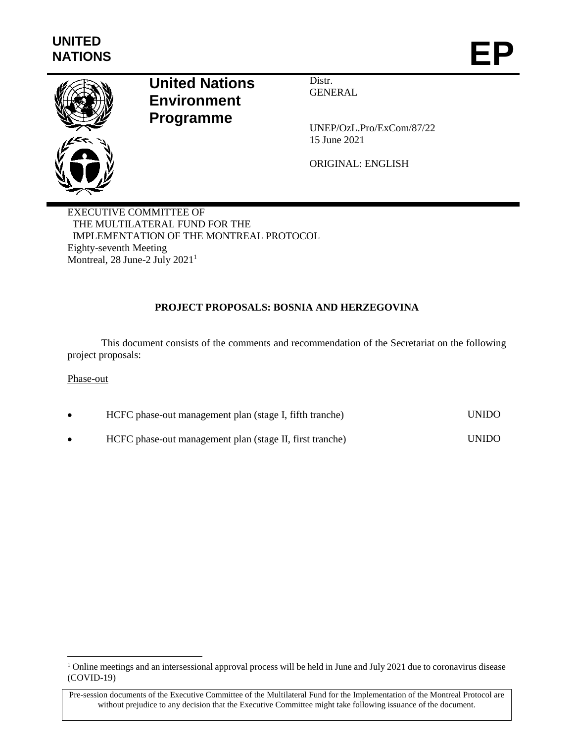UNITED NATIONS

# EP

**United Nations Environment Programme**

Distr.
GENERAL

UNEP/OzL.Pro/ExCom/87/22
15 June 2021

ORIGINAL: ENGLISH

EXECUTIVE COMMITTEE OF
THE MULTILATERAL FUND FOR THE
IMPLEMENTATION OF THE MONTREAL PROTOCOL
Eighty-seventh Meeting
Montreal, 28 June-2 July 2021[1]

## PROJECT PROPOSALS: BOSNIA AND HERZEGOVINA

This document consists of the comments and recommendation of the Secretariat on the following project proposals:

Phase-out

- HCFC phase-out management plan (stage I, fifth tranche) UNIDO
- HCFC phase-out management plan (stage II, first tranche) UNIDO

[1] Online meetings and an intersessional approval process will be held in June and July 2021 due to coronavirus disease (COVID-19)

Pre-session documents of the Executive Committee of the Multilateral Fund for the Implementation of the Montreal Protocol are without prejudice to any decision that the Executive Committee might take following issuance of the document.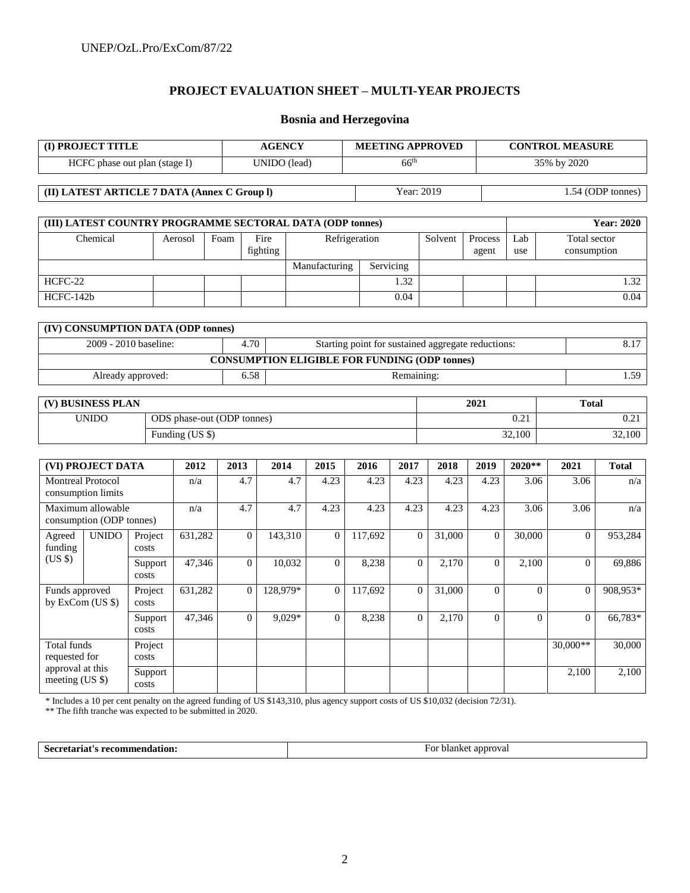## PROJECT EVALUATION SHEET – MULTI-YEAR PROJECTS

### Bosnia and Herzegovina

| (I) PROJECT TITLE | AGENCY | MEETING APPROVED | CONTROL MEASURE |
|---|---|---|---|
| HCFC phase out plan (stage I) | UNIDO (lead) | 66th | 35% by 2020 |

| (II) LATEST ARTICLE 7 DATA (Annex C Group l) | Year: 2019 | 1.54 (ODP tonnes) |
|---|---|---|

| (III) LATEST COUNTRY PROGRAMME SECTORAL DATA (ODP tonnes) | | | | | | | | | Year: 2020 |
|---|---|---|---|---|---|---|---|---|---|
| Chemical | Aerosol | Foam | Fire fighting | Refrigeration | | Solvent | Process agent | Lab use | Total sector consumption |
| | | | | Manufacturing | Servicing | | | | |
| HCFC-22 | | | | | 1.32 | | | | 1.32 |
| HCFC-142b | | | | | 0.04 | | | | 0.04 |

| (IV) CONSUMPTION DATA (ODP tonnes) | | | |
|---|---|---|---|
| 2009 - 2010 baseline: | 4.70 | Starting point for sustained aggregate reductions: | 8.17 |
| CONSUMPTION ELIGIBLE FOR FUNDING (ODP tonnes) | | | |
| Already approved: | 6.58 | Remaining: | 1.59 |

| (V) BUSINESS PLAN | | 2021 | Total |
|---|---|---|---|
| UNIDO | ODS phase-out (ODP tonnes) | 0.21 | 0.21 |
| | Funding (US $) | 32,100 | 32,100 |

| (VI) PROJECT DATA | | | 2012 | 2013 | 2014 | 2015 | 2016 | 2017 | 2018 | 2019 | 2020** | 2021 | Total |
|---|---|---|---|---|---|---|---|---|---|---|---|---|---|
| Montreal Protocol consumption limits | | | n/a | 4.7 | 4.7 | 4.23 | 4.23 | 4.23 | 4.23 | 4.23 | 3.06 | 3.06 | n/a |
| Maximum allowable consumption (ODP tonnes) | | | n/a | 4.7 | 4.7 | 4.23 | 4.23 | 4.23 | 4.23 | 4.23 | 3.06 | 3.06 | n/a |
| Agreed funding (US $) | UNIDO | Project costs | 631,282 | 0 | 143,310 | 0 | 117,692 | 0 | 31,000 | 0 | 30,000 | 0 | 953,284 |
| | | Support costs | 47,346 | 0 | 10,032 | 0 | 8,238 | 0 | 2,170 | 0 | 2,100 | 0 | 69,886 |
| Funds approved by ExCom (US $) | | Project costs | 631,282 | 0 | 128,979* | 0 | 117,692 | 0 | 31,000 | 0 | 0 | 0 | 908,953* |
| | | Support costs | 47,346 | 0 | 9,029* | 0 | 8,238 | 0 | 2,170 | 0 | 0 | 0 | 66,783* |
| Total funds requested for approval at this meeting (US $) | | Project costs | | | | | | | | | | 30,000** | 30,000 |
| | | Support costs | | | | | | | | | | 2,100 | 2,100 |

\* Includes a 10 per cent penalty on the agreed funding of US $143,310, plus agency support costs of US $10,032 (decision 72/31).

** The fifth tranche was expected to be submitted in 2020.

| Secretariat's recommendation: | For blanket approval |
|---|---|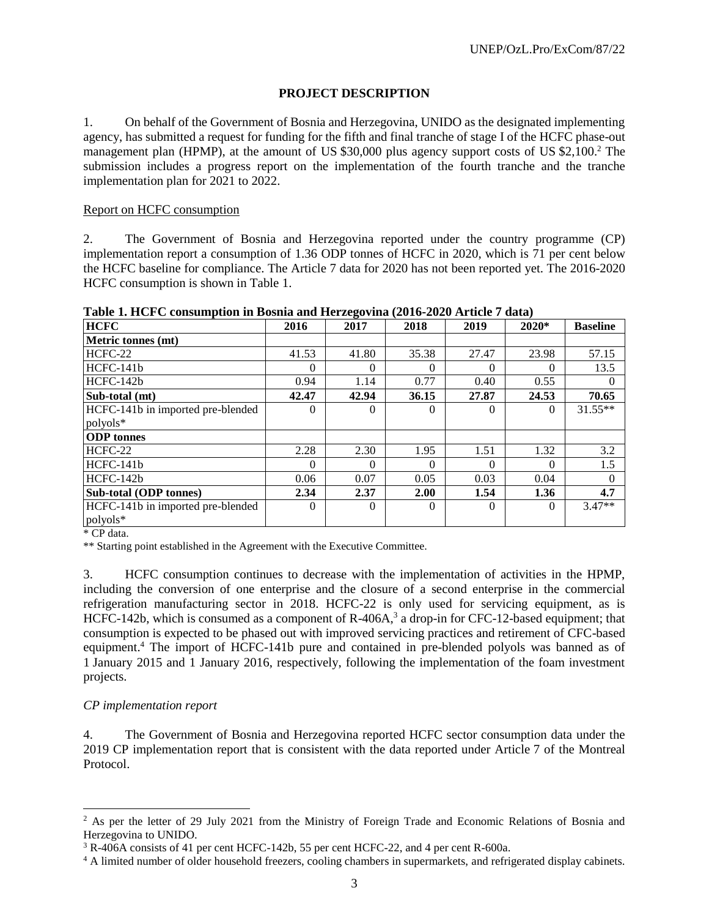## PROJECT DESCRIPTION

1. On behalf of the Government of Bosnia and Herzegovina, UNIDO as the designated implementing agency, has submitted a request for funding for the fifth and final tranche of stage I of the HCFC phase-out management plan (HPMP), at the amount of US $30,000 plus agency support costs of US $2,100.[2] The submission includes a progress report on the implementation of the fourth tranche and the tranche implementation plan for 2021 to 2022.

Report on HCFC consumption

2. The Government of Bosnia and Herzegovina reported under the country programme (CP) implementation report a consumption of 1.36 ODP tonnes of HCFC in 2020, which is 71 per cent below the HCFC baseline for compliance. The Article 7 data for 2020 has not been reported yet. The 2016-2020 HCFC consumption is shown in Table 1.

**Table 1. HCFC consumption in Bosnia and Herzegovina (2016-2020 Article 7 data)**

| HCFC | 2016 | 2017 | 2018 | 2019 | 2020* | Baseline |
|---|---|---|---|---|---|---|
| **Metric tonnes (mt)** | | | | | | |
| HCFC-22 | 41.53 | 41.80 | 35.38 | 27.47 | 23.98 | 57.15 |
| HCFC-141b | 0 | 0 | 0 | 0 | 0 | 13.5 |
| HCFC-142b | 0.94 | 1.14 | 0.77 | 0.40 | 0.55 | 0 |
| **Sub-total (mt)** | **42.47** | **42.94** | **36.15** | **27.87** | **24.53** | **70.65** |
| HCFC-141b in imported pre-blended polyols* | 0 | 0 | 0 | 0 | 0 | 31.55** |
| **ODP tonnes** | | | | | | |
| HCFC-22 | 2.28 | 2.30 | 1.95 | 1.51 | 1.32 | 3.2 |
| HCFC-141b | 0 | 0 | 0 | 0 | 0 | 1.5 |
| HCFC-142b | 0.06 | 0.07 | 0.05 | 0.03 | 0.04 | 0 |
| **Sub-total (ODP tonnes)** | **2.34** | **2.37** | **2.00** | **1.54** | **1.36** | **4.7** |
| HCFC-141b in imported pre-blended polyols* | 0 | 0 | 0 | 0 | 0 | 3.47** |

\* CP data.

** Starting point established in the Agreement with the Executive Committee.

3. HCFC consumption continues to decrease with the implementation of activities in the HPMP, including the conversion of one enterprise and the closure of a second enterprise in the commercial refrigeration manufacturing sector in 2018. HCFC-22 is only used for servicing equipment, as is HCFC-142b, which is consumed as a component of R-406A,[3] a drop-in for CFC-12-based equipment; that consumption is expected to be phased out with improved servicing practices and retirement of CFC-based equipment.[4] The import of HCFC-141b pure and contained in pre-blended polyols was banned as of 1 January 2015 and 1 January 2016, respectively, following the implementation of the foam investment projects.

*CP implementation report*

4. The Government of Bosnia and Herzegovina reported HCFC sector consumption data under the 2019 CP implementation report that is consistent with the data reported under Article 7 of the Montreal Protocol.

---

[2] As per the letter of 29 July 2021 from the Ministry of Foreign Trade and Economic Relations of Bosnia and Herzegovina to UNIDO.

[3] R-406A consists of 41 per cent HCFC-142b, 55 per cent HCFC-22, and 4 per cent R-600a.

[4] A limited number of older household freezers, cooling chambers in supermarkets, and refrigerated display cabinets.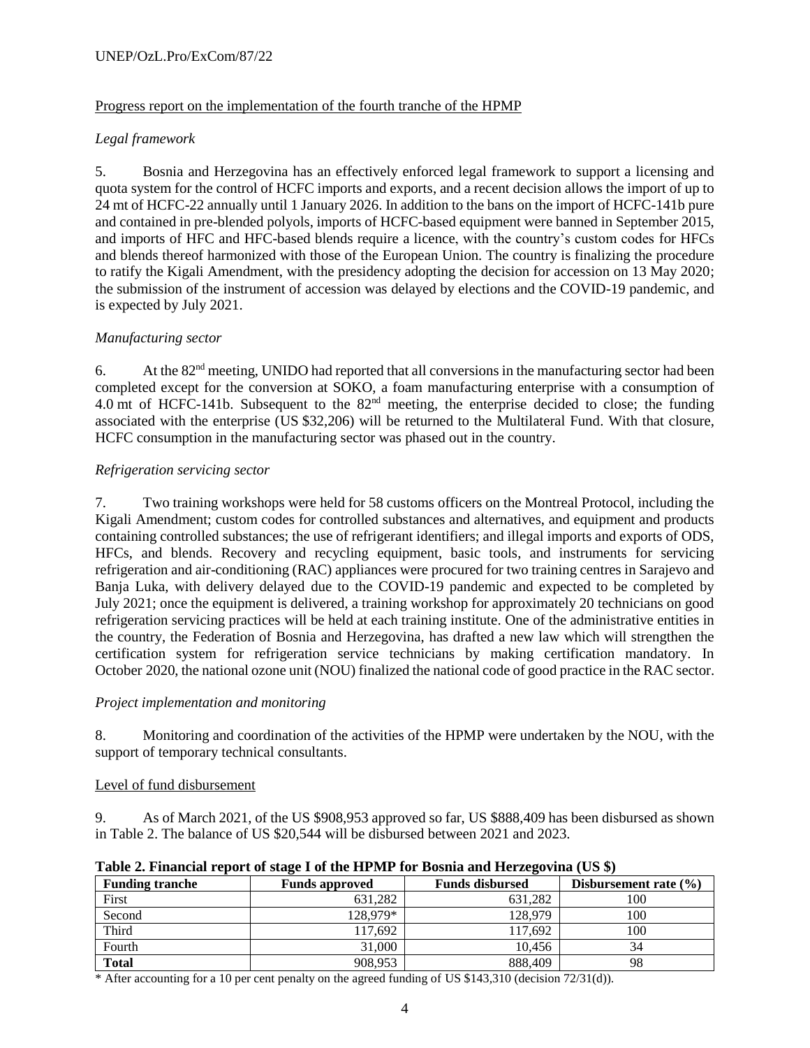Progress report on the implementation of the fourth tranche of the HPMP

*Legal framework*

5. Bosnia and Herzegovina has an effectively enforced legal framework to support a licensing and quota system for the control of HCFC imports and exports, and a recent decision allows the import of up to 24 mt of HCFC-22 annually until 1 January 2026. In addition to the bans on the import of HCFC-141b pure and contained in pre-blended polyols, imports of HCFC-based equipment were banned in September 2015, and imports of HFC and HFC-based blends require a licence, with the country's custom codes for HFCs and blends thereof harmonized with those of the European Union. The country is finalizing the procedure to ratify the Kigali Amendment, with the presidency adopting the decision for accession on 13 May 2020; the submission of the instrument of accession was delayed by elections and the COVID-19 pandemic, and is expected by July 2021.

*Manufacturing sector*

6. At the 82nd meeting, UNIDO had reported that all conversions in the manufacturing sector had been completed except for the conversion at SOKO, a foam manufacturing enterprise with a consumption of 4.0 mt of HCFC-141b. Subsequent to the 82nd meeting, the enterprise decided to close; the funding associated with the enterprise (US $32,206) will be returned to the Multilateral Fund. With that closure, HCFC consumption in the manufacturing sector was phased out in the country.

*Refrigeration servicing sector*

7. Two training workshops were held for 58 customs officers on the Montreal Protocol, including the Kigali Amendment; custom codes for controlled substances and alternatives, and equipment and products containing controlled substances; the use of refrigerant identifiers; and illegal imports and exports of ODS, HFCs, and blends. Recovery and recycling equipment, basic tools, and instruments for servicing refrigeration and air-conditioning (RAC) appliances were procured for two training centres in Sarajevo and Banja Luka, with delivery delayed due to the COVID-19 pandemic and expected to be completed by July 2021; once the equipment is delivered, a training workshop for approximately 20 technicians on good refrigeration servicing practices will be held at each training institute. One of the administrative entities in the country, the Federation of Bosnia and Herzegovina, has drafted a new law which will strengthen the certification system for refrigeration service technicians by making certification mandatory. In October 2020, the national ozone unit (NOU) finalized the national code of good practice in the RAC sector.

*Project implementation and monitoring*

8. Monitoring and coordination of the activities of the HPMP were undertaken by the NOU, with the support of temporary technical consultants.

Level of fund disbursement

9. As of March 2021, of the US $908,953 approved so far, US $888,409 has been disbursed as shown in Table 2. The balance of US $20,544 will be disbursed between 2021 and 2023.

**Table 2. Financial report of stage I of the HPMP for Bosnia and Herzegovina (US $)**

| Funding tranche | Funds approved | Funds disbursed | Disbursement rate (%) |
|---|---|---|---|
| First | 631,282 | 631,282 | 100 |
| Second | 128,979* | 128,979 | 100 |
| Third | 117,692 | 117,692 | 100 |
| Fourth | 31,000 | 10,456 | 34 |
| **Total** | 908,953 | 888,409 | 98 |

\* After accounting for a 10 per cent penalty on the agreed funding of US $143,310 (decision 72/31(d)).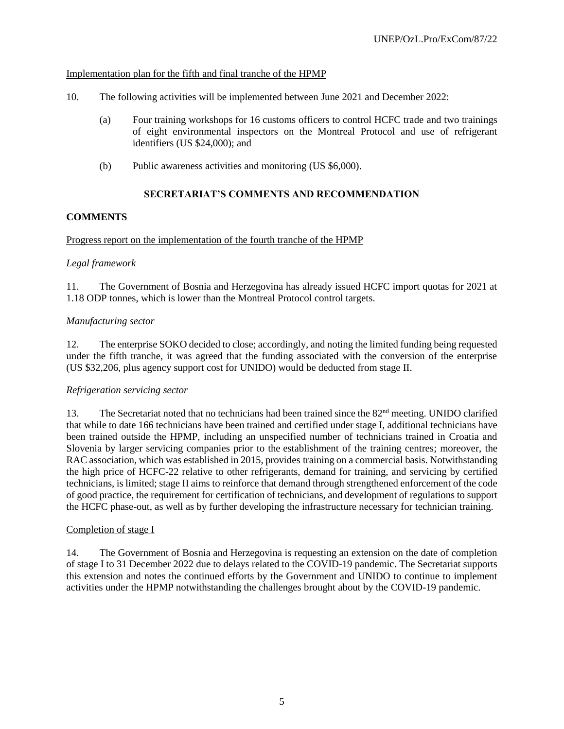Implementation plan for the fifth and final tranche of the HPMP

10. The following activities will be implemented between June 2021 and December 2022:

   (a) Four training workshops for 16 customs officers to control HCFC trade and two trainings of eight environmental inspectors on the Montreal Protocol and use of refrigerant identifiers (US $24,000); and

   (b) Public awareness activities and monitoring (US $6,000).

## SECRETARIAT'S COMMENTS AND RECOMMENDATION

### COMMENTS

Progress report on the implementation of the fourth tranche of the HPMP

*Legal framework*

11. The Government of Bosnia and Herzegovina has already issued HCFC import quotas for 2021 at 1.18 ODP tonnes, which is lower than the Montreal Protocol control targets.

*Manufacturing sector*

12. The enterprise SOKO decided to close; accordingly, and noting the limited funding being requested under the fifth tranche, it was agreed that the funding associated with the conversion of the enterprise (US $32,206, plus agency support cost for UNIDO) would be deducted from stage II.

*Refrigeration servicing sector*

13. The Secretariat noted that no technicians had been trained since the 82nd meeting. UNIDO clarified that while to date 166 technicians have been trained and certified under stage I, additional technicians have been trained outside the HPMP, including an unspecified number of technicians trained in Croatia and Slovenia by larger servicing companies prior to the establishment of the training centres; moreover, the RAC association, which was established in 2015, provides training on a commercial basis. Notwithstanding the high price of HCFC-22 relative to other refrigerants, demand for training, and servicing by certified technicians, is limited; stage II aims to reinforce that demand through strengthened enforcement of the code of good practice, the requirement for certification of technicians, and development of regulations to support the HCFC phase-out, as well as by further developing the infrastructure necessary for technician training.

Completion of stage I

14. The Government of Bosnia and Herzegovina is requesting an extension on the date of completion of stage I to 31 December 2022 due to delays related to the COVID-19 pandemic. The Secretariat supports this extension and notes the continued efforts by the Government and UNIDO to continue to implement activities under the HPMP notwithstanding the challenges brought about by the COVID-19 pandemic.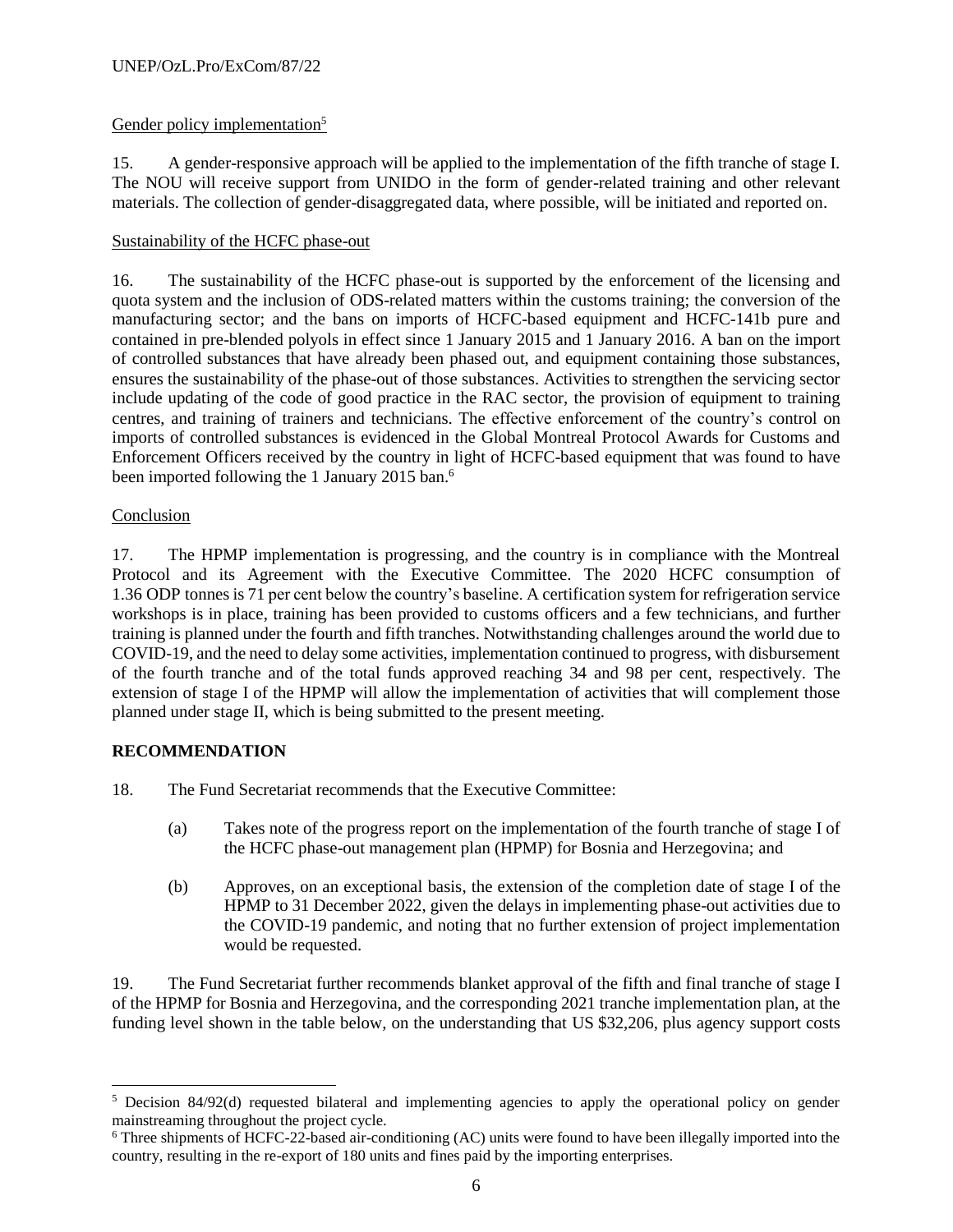Gender policy implementation[5]

15. A gender-responsive approach will be applied to the implementation of the fifth tranche of stage I. The NOU will receive support from UNIDO in the form of gender-related training and other relevant materials. The collection of gender-disaggregated data, where possible, will be initiated and reported on.

Sustainability of the HCFC phase-out

16. The sustainability of the HCFC phase-out is supported by the enforcement of the licensing and quota system and the inclusion of ODS-related matters within the customs training; the conversion of the manufacturing sector; and the bans on imports of HCFC-based equipment and HCFC-141b pure and contained in pre-blended polyols in effect since 1 January 2015 and 1 January 2016. A ban on the import of controlled substances that have already been phased out, and equipment containing those substances, ensures the sustainability of the phase-out of those substances. Activities to strengthen the servicing sector include updating of the code of good practice in the RAC sector, the provision of equipment to training centres, and training of trainers and technicians. The effective enforcement of the country's control on imports of controlled substances is evidenced in the Global Montreal Protocol Awards for Customs and Enforcement Officers received by the country in light of HCFC-based equipment that was found to have been imported following the 1 January 2015 ban.[6]

Conclusion

17. The HPMP implementation is progressing, and the country is in compliance with the Montreal Protocol and its Agreement with the Executive Committee. The 2020 HCFC consumption of 1.36 ODP tonnes is 71 per cent below the country's baseline. A certification system for refrigeration service workshops is in place, training has been provided to customs officers and a few technicians, and further training is planned under the fourth and fifth tranches. Notwithstanding challenges around the world due to COVID-19, and the need to delay some activities, implementation continued to progress, with disbursement of the fourth tranche and of the total funds approved reaching 34 and 98 per cent, respectively. The extension of stage I of the HPMP will allow the implementation of activities that will complement those planned under stage II, which is being submitted to the present meeting.

## RECOMMENDATION

18. The Fund Secretariat recommends that the Executive Committee:

(a) Takes note of the progress report on the implementation of the fourth tranche of stage I of the HCFC phase-out management plan (HPMP) for Bosnia and Herzegovina; and

(b) Approves, on an exceptional basis, the extension of the completion date of stage I of the HPMP to 31 December 2022, given the delays in implementing phase-out activities due to the COVID-19 pandemic, and noting that no further extension of project implementation would be requested.

19. The Fund Secretariat further recommends blanket approval of the fifth and final tranche of stage I of the HPMP for Bosnia and Herzegovina, and the corresponding 2021 tranche implementation plan, at the funding level shown in the table below, on the understanding that US $32,206, plus agency support costs

---

[5] Decision 84/92(d) requested bilateral and implementing agencies to apply the operational policy on gender mainstreaming throughout the project cycle.

[6] Three shipments of HCFC-22-based air-conditioning (AC) units were found to have been illegally imported into the country, resulting in the re-export of 180 units and fines paid by the importing enterprises.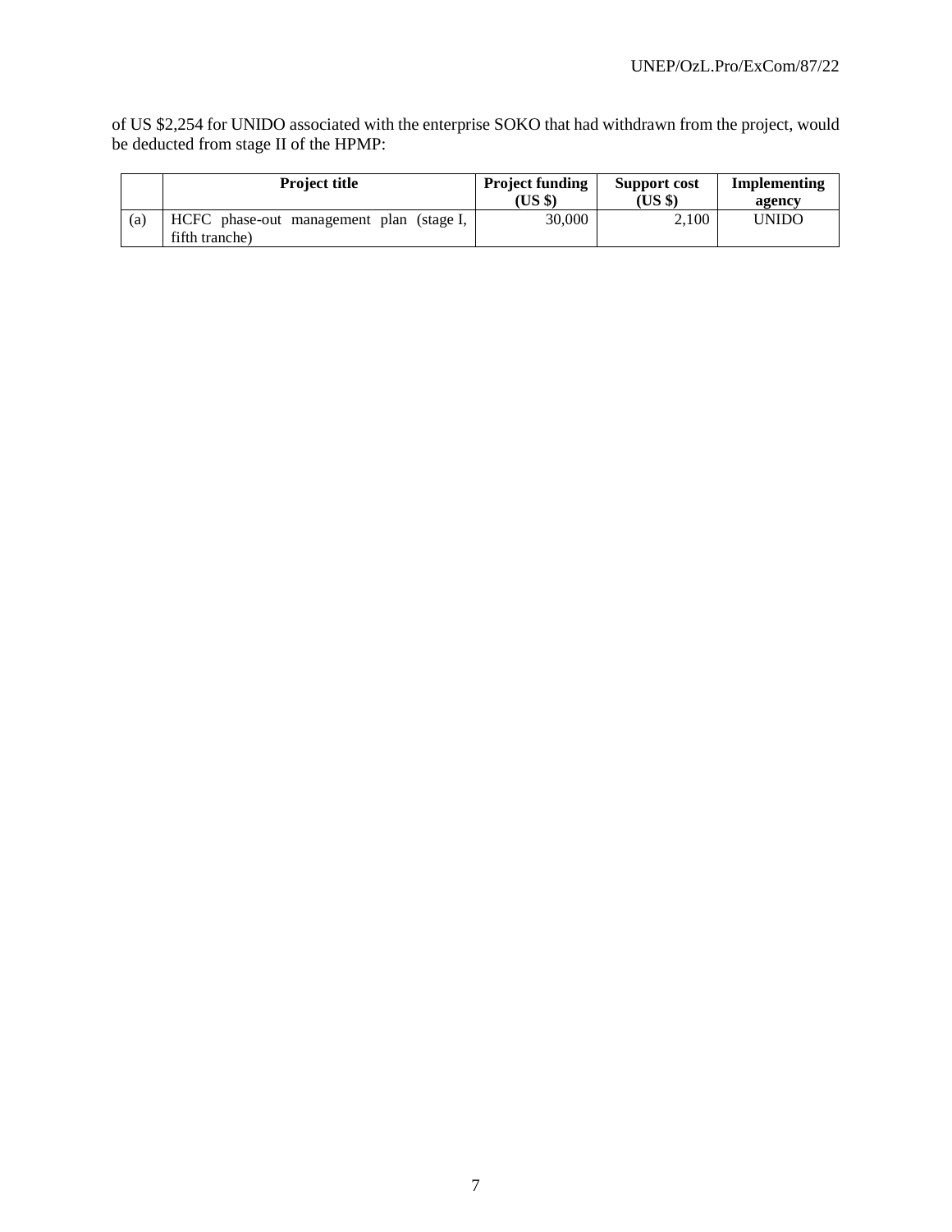of US $2,254 for UNIDO associated with the enterprise SOKO that had withdrawn from the project, would be deducted from stage II of the HPMP:

| | Project title | Project funding (US $) | Support cost (US $) | Implementing agency |
|---|---|---|---|---|
| (a) | HCFC phase-out management plan (stage I, fifth tranche) | 30,000 | 2,100 | UNIDO |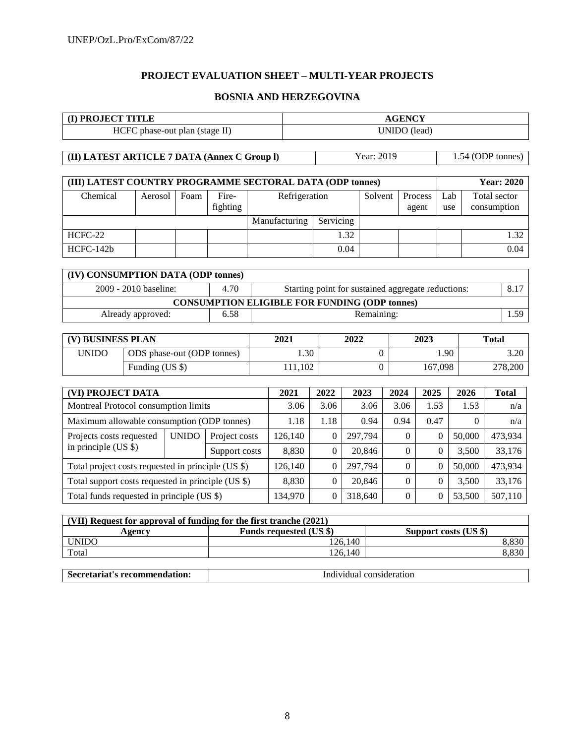## PROJECT EVALUATION SHEET – MULTI-YEAR PROJECTS

## BOSNIA AND HERZEGOVINA

| (I) PROJECT TITLE | AGENCY |
|---|---|
| HCFC phase-out plan (stage II) | UNIDO (lead) |

| (II) LATEST ARTICLE 7 DATA (Annex C Group l) | Year: 2019 | 1.54 (ODP tonnes) |
|---|---|---|

| (III) LATEST COUNTRY PROGRAMME SECTORAL DATA (ODP tonnes) | | | | | | | | | Year: 2020 |
|---|---|---|---|---|---|---|---|---|---|
| Chemical | Aerosol | Foam | Fire-fighting | Refrigeration | | Solvent | Process agent | Lab use | Total sector consumption |
| | | | | Manufacturing | Servicing | | | | |
| HCFC-22 | | | | | 1.32 | | | | 1.32 |
| HCFC-142b | | | | | 0.04 | | | | 0.04 |

| (IV) CONSUMPTION DATA (ODP tonnes) | | | |
|---|---|---|---|
| 2009 - 2010 baseline: | 4.70 | Starting point for sustained aggregate reductions: | 8.17 |
| CONSUMPTION ELIGIBLE FOR FUNDING (ODP tonnes) | | | |
| Already approved: | 6.58 | Remaining: | 1.59 |

| (V) BUSINESS PLAN | | 2021 | 2022 | 2023 | Total |
|---|---|---|---|---|---|
| UNIDO | ODS phase-out (ODP tonnes) | 1.30 | 0 | 1.90 | 3.20 |
| | Funding (US $) | 111,102 | 0 | 167,098 | 278,200 |

| (VI) PROJECT DATA | | | 2021 | 2022 | 2023 | 2024 | 2025 | 2026 | Total |
|---|---|---|---|---|---|---|---|---|---|
| Montreal Protocol consumption limits | | | 3.06 | 3.06 | 3.06 | 3.06 | 1.53 | 1.53 | n/a |
| Maximum allowable consumption (ODP tonnes) | | | 1.18 | 1.18 | 0.94 | 0.94 | 0.47 | 0 | n/a |
| Projects costs requested in principle (US $) | UNIDO | Project costs | 126,140 | 0 | 297,794 | 0 | 0 | 50,000 | 473,934 |
| | | Support costs | 8,830 | 0 | 20,846 | 0 | 0 | 3,500 | 33,176 |
| Total project costs requested in principle (US $) | | | 126,140 | 0 | 297,794 | 0 | 0 | 50,000 | 473,934 |
| Total support costs requested in principle (US $) | | | 8,830 | 0 | 20,846 | 0 | 0 | 3,500 | 33,176 |
| Total funds requested in principle (US $) | | | 134,970 | 0 | 318,640 | 0 | 0 | 53,500 | 507,110 |

| (VII) Request for approval of funding for the first tranche (2021) | | |
|---|---|---|
| Agency | Funds requested (US $) | Support costs (US $) |
| UNIDO | 126,140 | 8,830 |
| Total | 126,140 | 8,830 |

| Secretariat's recommendation: | Individual consideration |
|---|---|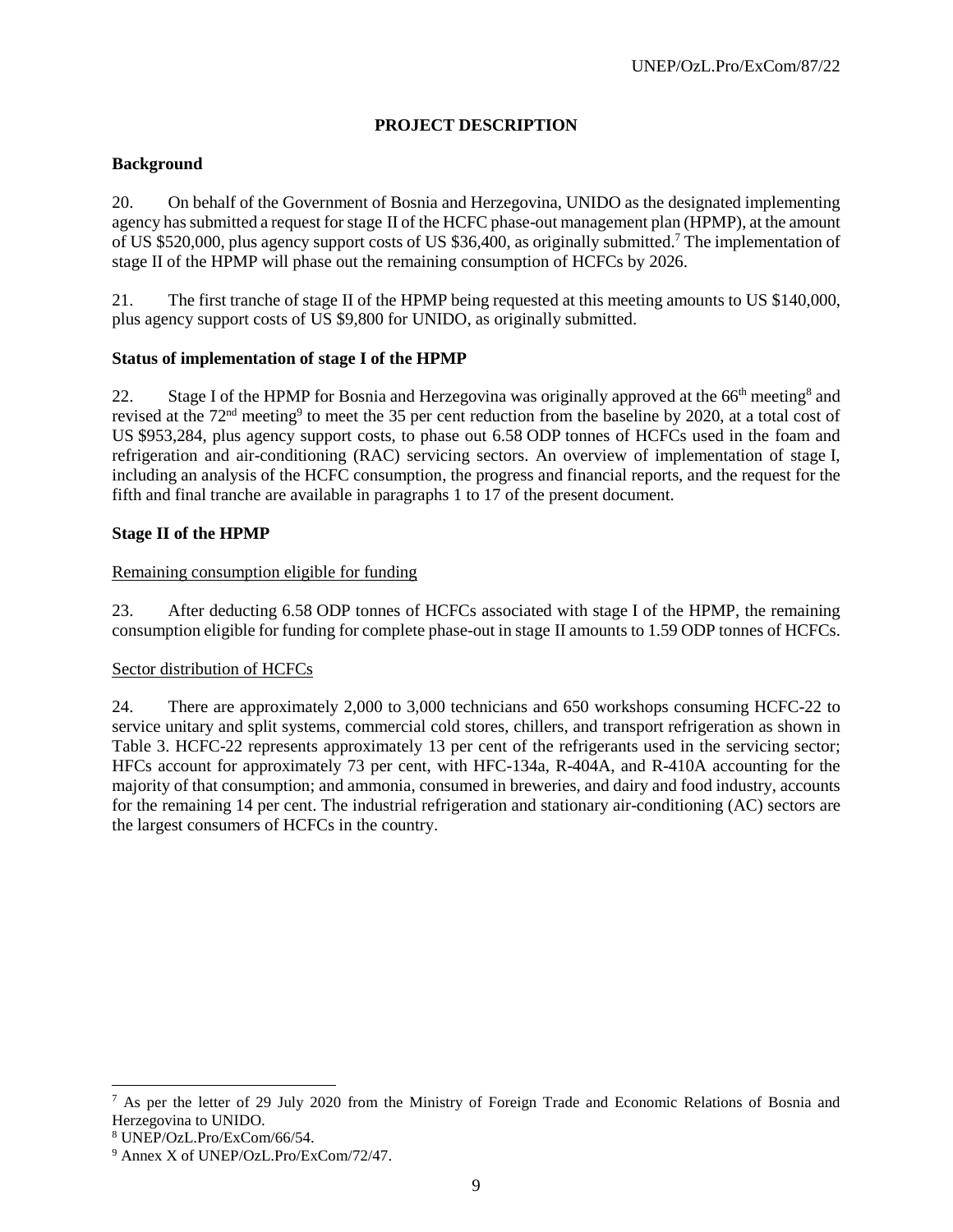## PROJECT DESCRIPTION

### Background

20. On behalf of the Government of Bosnia and Herzegovina, UNIDO as the designated implementing agency has submitted a request for stage II of the HCFC phase-out management plan (HPMP), at the amount of US $520,000, plus agency support costs of US $36,400, as originally submitted.[7] The implementation of stage II of the HPMP will phase out the remaining consumption of HCFCs by 2026.

21. The first tranche of stage II of the HPMP being requested at this meeting amounts to US $140,000, plus agency support costs of US $9,800 for UNIDO, as originally submitted.

### Status of implementation of stage I of the HPMP

22. Stage I of the HPMP for Bosnia and Herzegovina was originally approved at the 66th meeting[8] and revised at the 72nd meeting[9] to meet the 35 per cent reduction from the baseline by 2020, at a total cost of US $953,284, plus agency support costs, to phase out 6.58 ODP tonnes of HCFCs used in the foam and refrigeration and air-conditioning (RAC) servicing sectors. An overview of implementation of stage I, including an analysis of the HCFC consumption, the progress and financial reports, and the request for the fifth and final tranche are available in paragraphs 1 to 17 of the present document.

### Stage II of the HPMP

Remaining consumption eligible for funding

23. After deducting 6.58 ODP tonnes of HCFCs associated with stage I of the HPMP, the remaining consumption eligible for funding for complete phase-out in stage II amounts to 1.59 ODP tonnes of HCFCs.

Sector distribution of HCFCs

24. There are approximately 2,000 to 3,000 technicians and 650 workshops consuming HCFC-22 to service unitary and split systems, commercial cold stores, chillers, and transport refrigeration as shown in Table 3. HCFC-22 represents approximately 13 per cent of the refrigerants used in the servicing sector; HFCs account for approximately 73 per cent, with HFC-134a, R-404A, and R-410A accounting for the majority of that consumption; and ammonia, consumed in breweries, and dairy and food industry, accounts for the remaining 14 per cent. The industrial refrigeration and stationary air-conditioning (AC) sectors are the largest consumers of HCFCs in the country.

---

[7] As per the letter of 29 July 2020 from the Ministry of Foreign Trade and Economic Relations of Bosnia and Herzegovina to UNIDO.

[8] UNEP/OzL.Pro/ExCom/66/54.

[9] Annex X of UNEP/OzL.Pro/ExCom/72/47.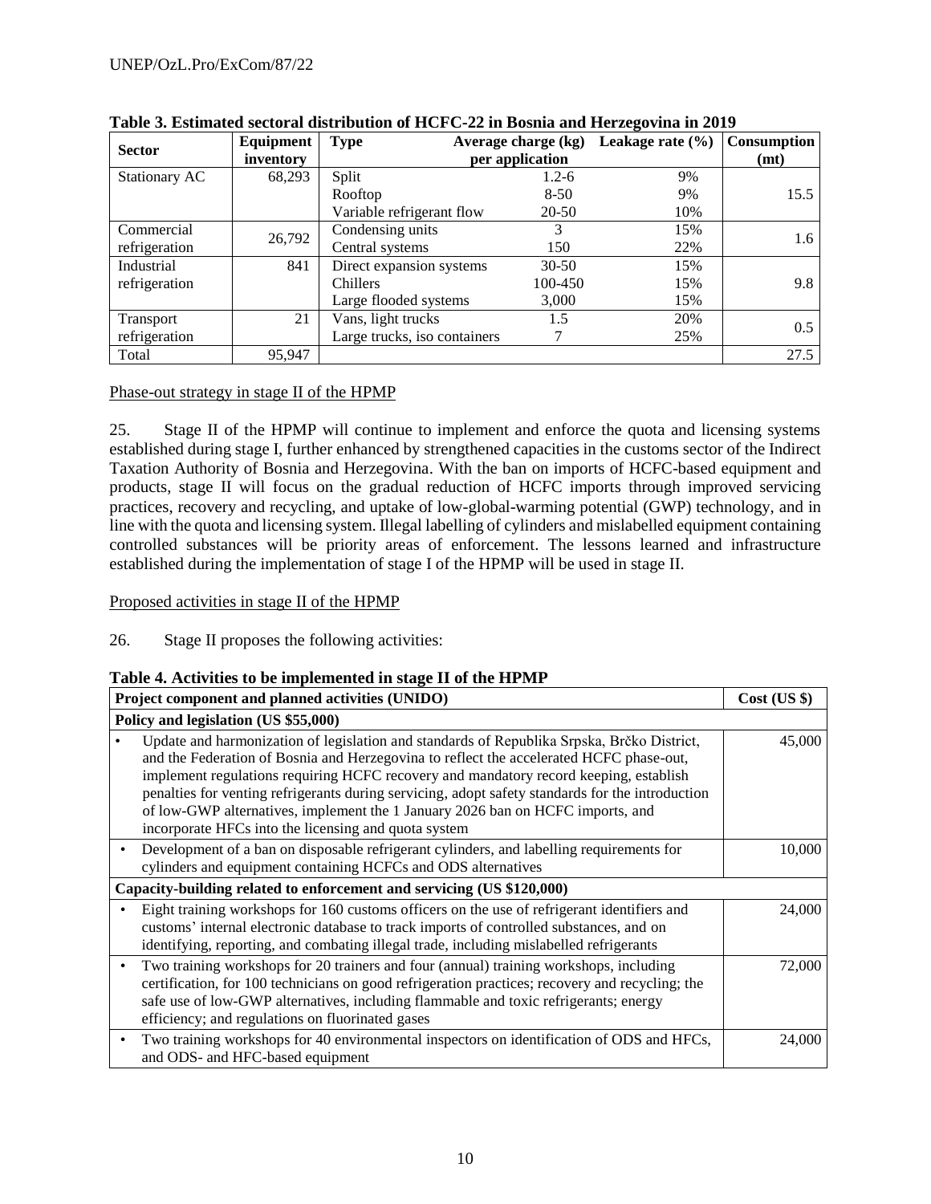**Table 3. Estimated sectoral distribution of HCFC-22 in Bosnia and Herzegovina in 2019**

| Sector | Equipment inventory | Type | Average charge (kg) per application | Leakage rate (%) | Consumption (mt) |
|---|---|---|---|---|---|
| Stationary AC | 68,293 | Split | 1.2-6 | 9% | 15.5 |
| | | Rooftop | 8-50 | 9% | |
| | | Variable refrigerant flow | 20-50 | 10% | |
| Commercial refrigeration | 26,792 | Condensing units | 3 | 15% | 1.6 |
| | | Central systems | 150 | 22% | |
| Industrial refrigeration | 841 | Direct expansion systems | 30-50 | 15% | 9.8 |
| | | Chillers | 100-450 | 15% | |
| | | Large flooded systems | 3,000 | 15% | |
| Transport refrigeration | 21 | Vans, light trucks | 1.5 | 20% | 0.5 |
| | | Large trucks, iso containers | 7 | 25% | |
| Total | 95,947 | | | | 27.5 |

Phase-out strategy in stage II of the HPMP

25. Stage II of the HPMP will continue to implement and enforce the quota and licensing systems established during stage I, further enhanced by strengthened capacities in the customs sector of the Indirect Taxation Authority of Bosnia and Herzegovina. With the ban on imports of HCFC-based equipment and products, stage II will focus on the gradual reduction of HCFC imports through improved servicing practices, recovery and recycling, and uptake of low-global-warming potential (GWP) technology, and in line with the quota and licensing system. Illegal labelling of cylinders and mislabelled equipment containing controlled substances will be priority areas of enforcement. The lessons learned and infrastructure established during the implementation of stage I of the HPMP will be used in stage II.

Proposed activities in stage II of the HPMP

26. Stage II proposes the following activities:

**Table 4. Activities to be implemented in stage II of the HPMP**

| Project component and planned activities (UNIDO) | Cost (US $) |
|---|---|
| **Policy and legislation (US $55,000)** | |
| • Update and harmonization of legislation and standards of Republika Srpska, Brčko District, and the Federation of Bosnia and Herzegovina to reflect the accelerated HCFC phase-out, implement regulations requiring HCFC recovery and mandatory record keeping, establish penalties for venting refrigerants during servicing, adopt safety standards for the introduction of low-GWP alternatives, implement the 1 January 2026 ban on HCFC imports, and incorporate HFCs into the licensing and quota system | 45,000 |
| • Development of a ban on disposable refrigerant cylinders, and labelling requirements for cylinders and equipment containing HCFCs and ODS alternatives | 10,000 |
| **Capacity-building related to enforcement and servicing (US $120,000)** | |
| • Eight training workshops for 160 customs officers on the use of refrigerant identifiers and customs' internal electronic database to track imports of controlled substances, and on identifying, reporting, and combating illegal trade, including mislabelled refrigerants | 24,000 |
| • Two training workshops for 20 trainers and four (annual) training workshops, including certification, for 100 technicians on good refrigeration practices; recovery and recycling; the safe use of low-GWP alternatives, including flammable and toxic refrigerants; energy efficiency; and regulations on fluorinated gases | 72,000 |
| • Two training workshops for 40 environmental inspectors on identification of ODS and HFCs, and ODS- and HFC-based equipment | 24,000 |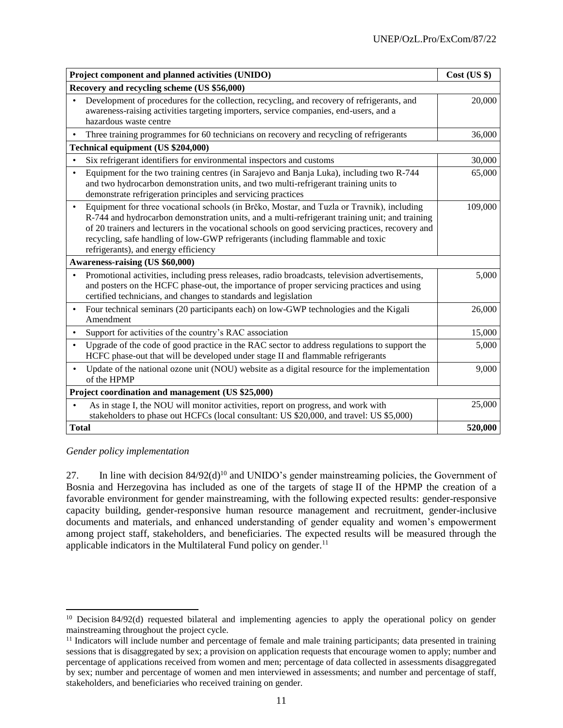| Project component and planned activities (UNIDO) | Cost (US $) |
|---|---|
| **Recovery and recycling scheme (US $56,000)** | |
| • Development of procedures for the collection, recycling, and recovery of refrigerants, and awareness-raising activities targeting importers, service companies, end-users, and a hazardous waste centre | 20,000 |
| • Three training programmes for 60 technicians on recovery and recycling of refrigerants | 36,000 |
| **Technical equipment (US $204,000)** | |
| • Six refrigerant identifiers for environmental inspectors and customs | 30,000 |
| • Equipment for the two training centres (in Sarajevo and Banja Luka), including two R-744 and two hydrocarbon demonstration units, and two multi-refrigerant training units to demonstrate refrigeration principles and servicing practices | 65,000 |
| • Equipment for three vocational schools (in Brčko, Mostar, and Tuzla or Travnik), including R-744 and hydrocarbon demonstration units, and a multi-refrigerant training unit; and training of 20 trainers and lecturers in the vocational schools on good servicing practices, recovery and recycling, safe handling of low-GWP refrigerants (including flammable and toxic refrigerants), and energy efficiency | 109,000 |
| **Awareness-raising (US $60,000)** | |
| • Promotional activities, including press releases, radio broadcasts, television advertisements, and posters on the HCFC phase-out, the importance of proper servicing practices and using certified technicians, and changes to standards and legislation | 5,000 |
| • Four technical seminars (20 participants each) on low-GWP technologies and the Kigali Amendment | 26,000 |
| • Support for activities of the country's RAC association | 15,000 |
| • Upgrade of the code of good practice in the RAC sector to address regulations to support the HCFC phase-out that will be developed under stage II and flammable refrigerants | 5,000 |
| • Update of the national ozone unit (NOU) website as a digital resource for the implementation of the HPMP | 9,000 |
| **Project coordination and management (US $25,000)** | |
| • As in stage I, the NOU will monitor activities, report on progress, and work with stakeholders to phase out HCFCs (local consultant: US $20,000, and travel: US $5,000) | 25,000 |
| **Total** | **520,000** |

*Gender policy implementation*

27. In line with decision 84/92(d)[10] and UNIDO's gender mainstreaming policies, the Government of Bosnia and Herzegovina has included as one of the targets of stage II of the HPMP the creation of a favorable environment for gender mainstreaming, with the following expected results: gender-responsive capacity building, gender-responsive human resource management and recruitment, gender-inclusive documents and materials, and enhanced understanding of gender equality and women's empowerment among project staff, stakeholders, and beneficiaries. The expected results will be measured through the applicable indicators in the Multilateral Fund policy on gender.[11]

[10] Decision 84/92(d) requested bilateral and implementing agencies to apply the operational policy on gender mainstreaming throughout the project cycle.

[11] Indicators will include number and percentage of female and male training participants; data presented in training sessions that is disaggregated by sex; a provision on application requests that encourage women to apply; number and percentage of applications received from women and men; percentage of data collected in assessments disaggregated by sex; number and percentage of women and men interviewed in assessments; and number and percentage of staff, stakeholders, and beneficiaries who received training on gender.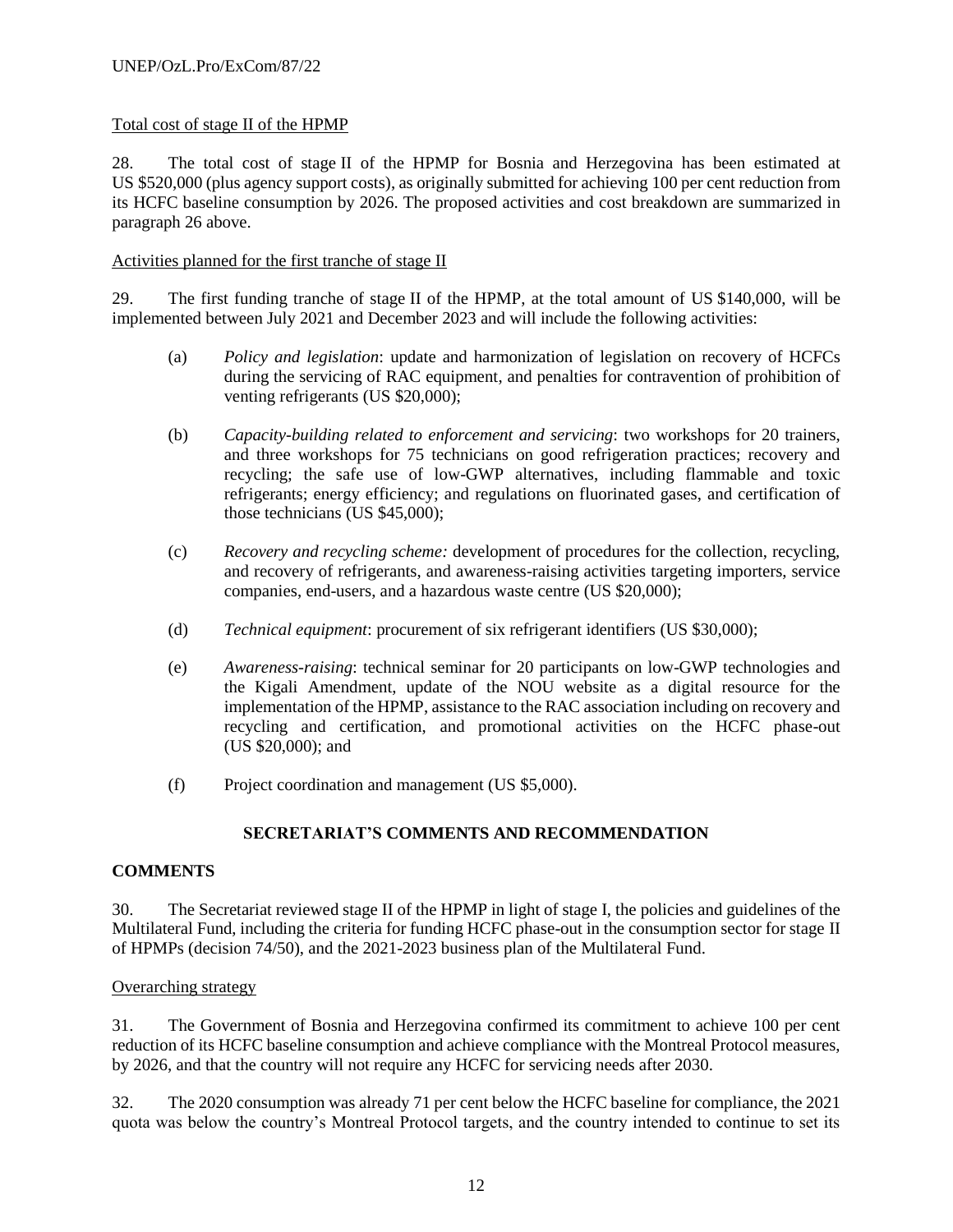Total cost of stage II of the HPMP

28. The total cost of stage II of the HPMP for Bosnia and Herzegovina has been estimated at US $520,000 (plus agency support costs), as originally submitted for achieving 100 per cent reduction from its HCFC baseline consumption by 2026. The proposed activities and cost breakdown are summarized in paragraph 26 above.

Activities planned for the first tranche of stage II

29. The first funding tranche of stage II of the HPMP, at the total amount of US $140,000, will be implemented between July 2021 and December 2023 and will include the following activities:

(a) *Policy and legislation*: update and harmonization of legislation on recovery of HCFCs during the servicing of RAC equipment, and penalties for contravention of prohibition of venting refrigerants (US $20,000);

(b) *Capacity-building related to enforcement and servicing*: two workshops for 20 trainers, and three workshops for 75 technicians on good refrigeration practices; recovery and recycling; the safe use of low-GWP alternatives, including flammable and toxic refrigerants; energy efficiency; and regulations on fluorinated gases, and certification of those technicians (US $45,000);

(c) *Recovery and recycling scheme:* development of procedures for the collection, recycling, and recovery of refrigerants, and awareness-raising activities targeting importers, service companies, end-users, and a hazardous waste centre (US $20,000);

(d) *Technical equipment*: procurement of six refrigerant identifiers (US $30,000);

(e) *Awareness-raising*: technical seminar for 20 participants on low-GWP technologies and the Kigali Amendment, update of the NOU website as a digital resource for the implementation of the HPMP, assistance to the RAC association including on recovery and recycling and certification, and promotional activities on the HCFC phase-out (US $20,000); and

(f) Project coordination and management (US $5,000).

**SECRETARIAT'S COMMENTS AND RECOMMENDATION**

**COMMENTS**

30. The Secretariat reviewed stage II of the HPMP in light of stage I, the policies and guidelines of the Multilateral Fund, including the criteria for funding HCFC phase-out in the consumption sector for stage II of HPMPs (decision 74/50), and the 2021-2023 business plan of the Multilateral Fund.

Overarching strategy

31. The Government of Bosnia and Herzegovina confirmed its commitment to achieve 100 per cent reduction of its HCFC baseline consumption and achieve compliance with the Montreal Protocol measures, by 2026, and that the country will not require any HCFC for servicing needs after 2030.

32. The 2020 consumption was already 71 per cent below the HCFC baseline for compliance, the 2021 quota was below the country's Montreal Protocol targets, and the country intended to continue to set its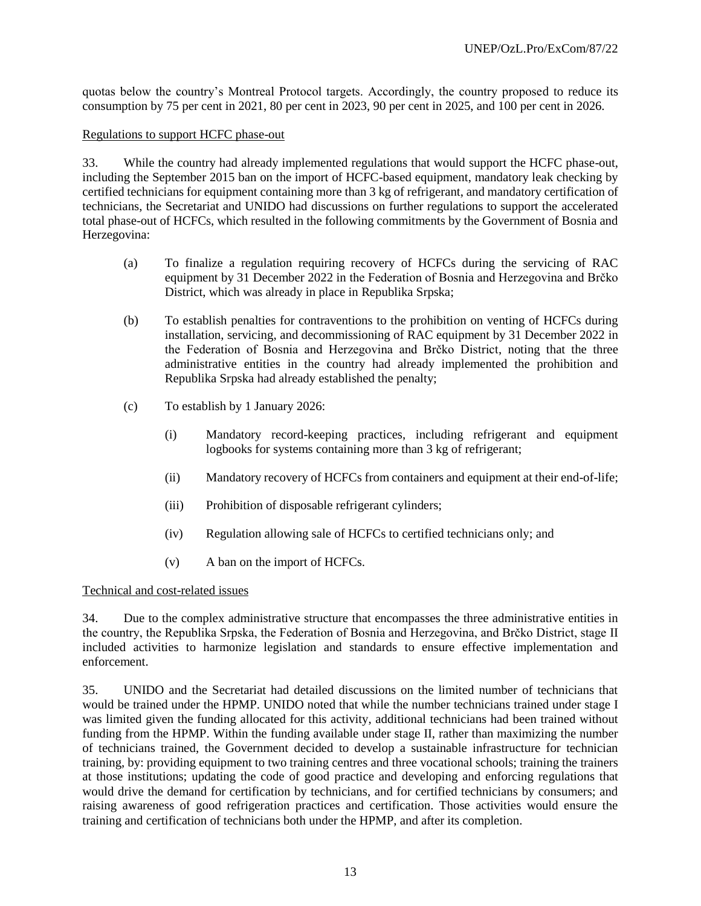quotas below the country's Montreal Protocol targets. Accordingly, the country proposed to reduce its consumption by 75 per cent in 2021, 80 per cent in 2023, 90 per cent in 2025, and 100 per cent in 2026.

Regulations to support HCFC phase-out

33. While the country had already implemented regulations that would support the HCFC phase-out, including the September 2015 ban on the import of HCFC-based equipment, mandatory leak checking by certified technicians for equipment containing more than 3 kg of refrigerant, and mandatory certification of technicians, the Secretariat and UNIDO had discussions on further regulations to support the accelerated total phase-out of HCFCs, which resulted in the following commitments by the Government of Bosnia and Herzegovina:

(a) To finalize a regulation requiring recovery of HCFCs during the servicing of RAC equipment by 31 December 2022 in the Federation of Bosnia and Herzegovina and Brčko District, which was already in place in Republika Srpska;

(b) To establish penalties for contraventions to the prohibition on venting of HCFCs during installation, servicing, and decommissioning of RAC equipment by 31 December 2022 in the Federation of Bosnia and Herzegovina and Brčko District, noting that the three administrative entities in the country had already implemented the prohibition and Republika Srpska had already established the penalty;

(c) To establish by 1 January 2026:

(i) Mandatory record-keeping practices, including refrigerant and equipment logbooks for systems containing more than 3 kg of refrigerant;

(ii) Mandatory recovery of HCFCs from containers and equipment at their end-of-life;

(iii) Prohibition of disposable refrigerant cylinders;

(iv) Regulation allowing sale of HCFCs to certified technicians only; and

(v) A ban on the import of HCFCs.

Technical and cost-related issues

34. Due to the complex administrative structure that encompasses the three administrative entities in the country, the Republika Srpska, the Federation of Bosnia and Herzegovina, and Brčko District, stage II included activities to harmonize legislation and standards to ensure effective implementation and enforcement.

35. UNIDO and the Secretariat had detailed discussions on the limited number of technicians that would be trained under the HPMP. UNIDO noted that while the number technicians trained under stage I was limited given the funding allocated for this activity, additional technicians had been trained without funding from the HPMP. Within the funding available under stage II, rather than maximizing the number of technicians trained, the Government decided to develop a sustainable infrastructure for technician training, by: providing equipment to two training centres and three vocational schools; training the trainers at those institutions; updating the code of good practice and developing and enforcing regulations that would drive the demand for certification by technicians, and for certified technicians by consumers; and raising awareness of good refrigeration practices and certification. Those activities would ensure the training and certification of technicians both under the HPMP, and after its completion.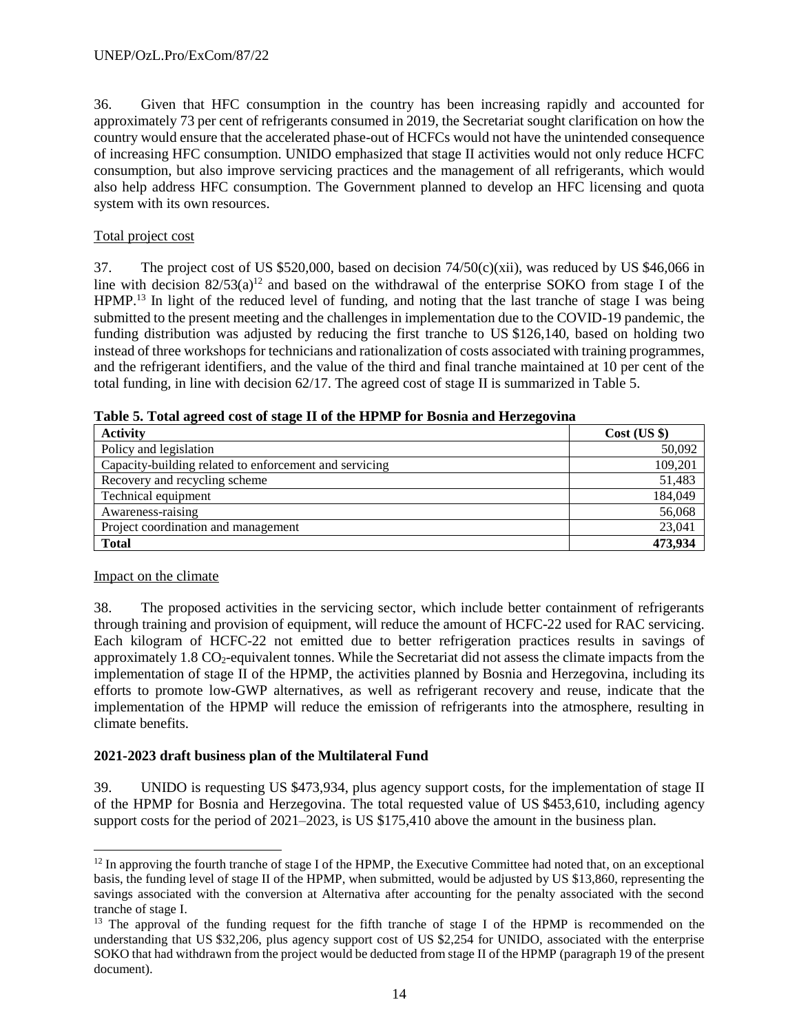36. Given that HFC consumption in the country has been increasing rapidly and accounted for approximately 73 per cent of refrigerants consumed in 2019, the Secretariat sought clarification on how the country would ensure that the accelerated phase-out of HCFCs would not have the unintended consequence of increasing HFC consumption. UNIDO emphasized that stage II activities would not only reduce HCFC consumption, but also improve servicing practices and the management of all refrigerants, which would also help address HFC consumption. The Government planned to develop an HFC licensing and quota system with its own resources.

Total project cost

37. The project cost of US $520,000, based on decision 74/50(c)(xii), was reduced by US $46,066 in line with decision 82/53(a)[12] and based on the withdrawal of the enterprise SOKO from stage I of the HPMP.[13] In light of the reduced level of funding, and noting that the last tranche of stage I was being submitted to the present meeting and the challenges in implementation due to the COVID-19 pandemic, the funding distribution was adjusted by reducing the first tranche to US $126,140, based on holding two instead of three workshops for technicians and rationalization of costs associated with training programmes, and the refrigerant identifiers, and the value of the third and final tranche maintained at 10 per cent of the total funding, in line with decision 62/17. The agreed cost of stage II is summarized in Table 5.

**Table 5. Total agreed cost of stage II of the HPMP for Bosnia and Herzegovina**

| Activity | Cost (US $) |
|---|---|
| Policy and legislation | 50,092 |
| Capacity-building related to enforcement and servicing | 109,201 |
| Recovery and recycling scheme | 51,483 |
| Technical equipment | 184,049 |
| Awareness-raising | 56,068 |
| Project coordination and management | 23,041 |
| **Total** | **473,934** |

Impact on the climate

38. The proposed activities in the servicing sector, which include better containment of refrigerants through training and provision of equipment, will reduce the amount of HCFC-22 used for RAC servicing. Each kilogram of HCFC-22 not emitted due to better refrigeration practices results in savings of approximately 1.8 $CO_2$-equivalent tonnes. While the Secretariat did not assess the climate impacts from the implementation of stage II of the HPMP, the activities planned by Bosnia and Herzegovina, including its efforts to promote low-GWP alternatives, as well as refrigerant recovery and reuse, indicate that the implementation of the HPMP will reduce the emission of refrigerants into the atmosphere, resulting in climate benefits.

**2021-2023 draft business plan of the Multilateral Fund**

39. UNIDO is requesting US $473,934, plus agency support costs, for the implementation of stage II of the HPMP for Bosnia and Herzegovina. The total requested value of US $453,610, including agency support costs for the period of 2021–2023, is US $175,410 above the amount in the business plan.

[12] In approving the fourth tranche of stage I of the HPMP, the Executive Committee had noted that, on an exceptional basis, the funding level of stage II of the HPMP, when submitted, would be adjusted by US $13,860, representing the savings associated with the conversion at Alternativa after accounting for the penalty associated with the second tranche of stage I.

[13] The approval of the funding request for the fifth tranche of stage I of the HPMP is recommended on the understanding that US $32,206, plus agency support cost of US $2,254 for UNIDO, associated with the enterprise SOKO that had withdrawn from the project would be deducted from stage II of the HPMP (paragraph 19 of the present document).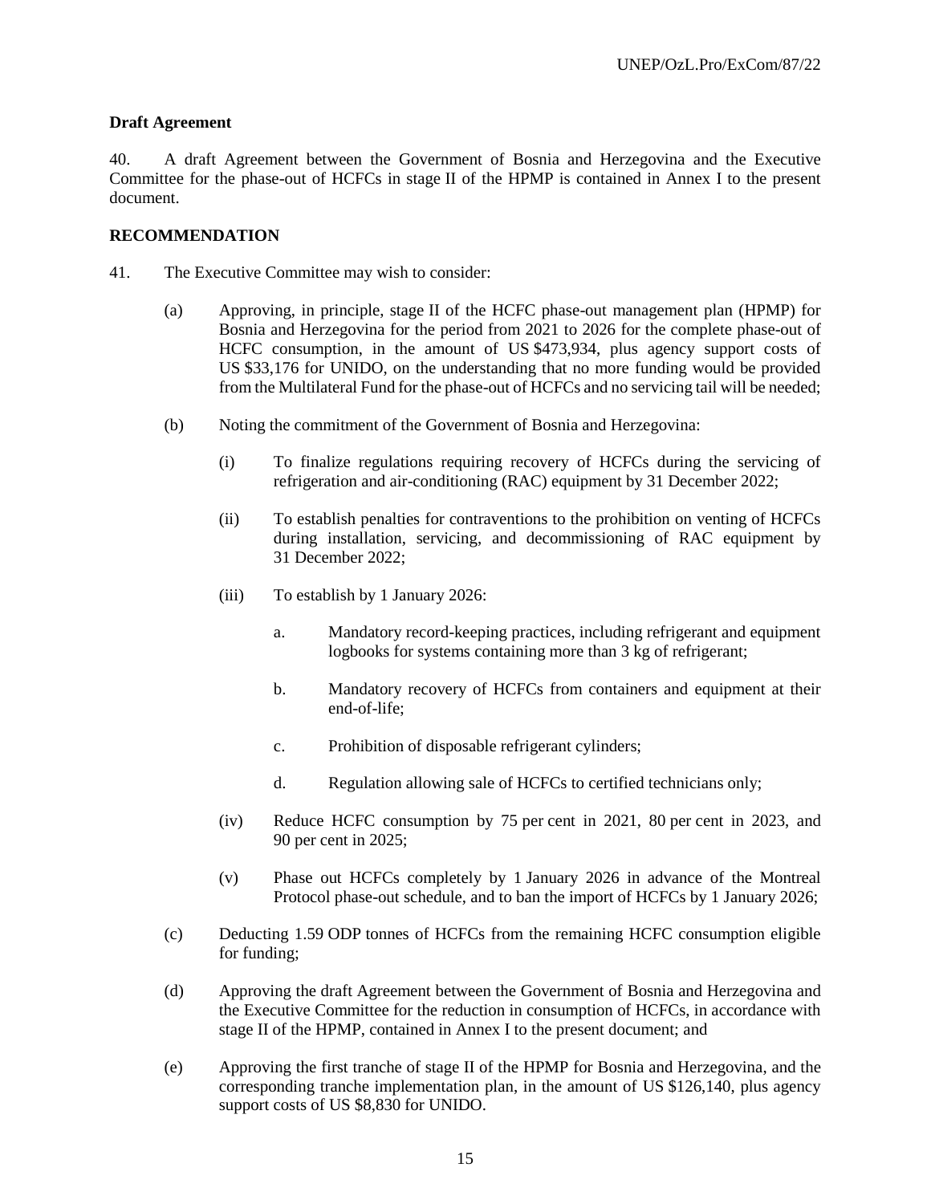**Draft Agreement**

40. A draft Agreement between the Government of Bosnia and Herzegovina and the Executive Committee for the phase-out of HCFCs in stage II of the HPMP is contained in Annex I to the present document.

**RECOMMENDATION**

41. The Executive Committee may wish to consider:

(a) Approving, in principle, stage II of the HCFC phase-out management plan (HPMP) for Bosnia and Herzegovina for the period from 2021 to 2026 for the complete phase-out of HCFC consumption, in the amount of US $473,934, plus agency support costs of US $33,176 for UNIDO, on the understanding that no more funding would be provided from the Multilateral Fund for the phase-out of HCFCs and no servicing tail will be needed;

(b) Noting the commitment of the Government of Bosnia and Herzegovina:

(i) To finalize regulations requiring recovery of HCFCs during the servicing of refrigeration and air-conditioning (RAC) equipment by 31 December 2022;

(ii) To establish penalties for contraventions to the prohibition on venting of HCFCs during installation, servicing, and decommissioning of RAC equipment by 31 December 2022;

(iii) To establish by 1 January 2026:

a. Mandatory record-keeping practices, including refrigerant and equipment logbooks for systems containing more than 3 kg of refrigerant;

b. Mandatory recovery of HCFCs from containers and equipment at their end-of-life;

c. Prohibition of disposable refrigerant cylinders;

d. Regulation allowing sale of HCFCs to certified technicians only;

(iv) Reduce HCFC consumption by 75 per cent in 2021, 80 per cent in 2023, and 90 per cent in 2025;

(v) Phase out HCFCs completely by 1 January 2026 in advance of the Montreal Protocol phase-out schedule, and to ban the import of HCFCs by 1 January 2026;

(c) Deducting 1.59 ODP tonnes of HCFCs from the remaining HCFC consumption eligible for funding;

(d) Approving the draft Agreement between the Government of Bosnia and Herzegovina and the Executive Committee for the reduction in consumption of HCFCs, in accordance with stage II of the HPMP, contained in Annex I to the present document; and

(e) Approving the first tranche of stage II of the HPMP for Bosnia and Herzegovina, and the corresponding tranche implementation plan, in the amount of US $126,140, plus agency support costs of US $8,830 for UNIDO.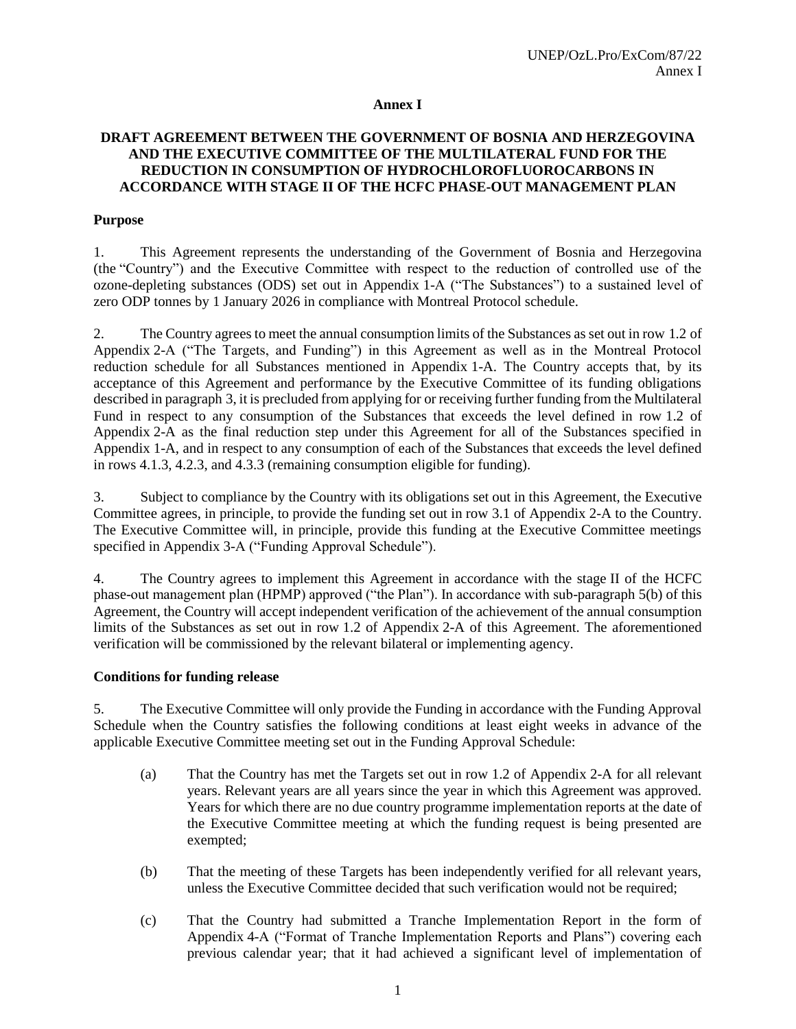**Annex I**

**DRAFT AGREEMENT BETWEEN THE GOVERNMENT OF BOSNIA AND HERZEGOVINA AND THE EXECUTIVE COMMITTEE OF THE MULTILATERAL FUND FOR THE REDUCTION IN CONSUMPTION OF HYDROCHLOROFLUOROCARBONS IN ACCORDANCE WITH STAGE II OF THE HCFC PHASE-OUT MANAGEMENT PLAN**

**Purpose**

1. This Agreement represents the understanding of the Government of Bosnia and Herzegovina (the "Country") and the Executive Committee with respect to the reduction of controlled use of the ozone-depleting substances (ODS) set out in Appendix 1-A ("The Substances") to a sustained level of zero ODP tonnes by 1 January 2026 in compliance with Montreal Protocol schedule.

2. The Country agrees to meet the annual consumption limits of the Substances as set out in row 1.2 of Appendix 2-A ("The Targets, and Funding") in this Agreement as well as in the Montreal Protocol reduction schedule for all Substances mentioned in Appendix 1-A. The Country accepts that, by its acceptance of this Agreement and performance by the Executive Committee of its funding obligations described in paragraph 3, it is precluded from applying for or receiving further funding from the Multilateral Fund in respect to any consumption of the Substances that exceeds the level defined in row 1.2 of Appendix 2-A as the final reduction step under this Agreement for all of the Substances specified in Appendix 1-A, and in respect to any consumption of each of the Substances that exceeds the level defined in rows 4.1.3, 4.2.3, and 4.3.3 (remaining consumption eligible for funding).

3. Subject to compliance by the Country with its obligations set out in this Agreement, the Executive Committee agrees, in principle, to provide the funding set out in row 3.1 of Appendix 2-A to the Country. The Executive Committee will, in principle, provide this funding at the Executive Committee meetings specified in Appendix 3-A ("Funding Approval Schedule").

4. The Country agrees to implement this Agreement in accordance with the stage II of the HCFC phase-out management plan (HPMP) approved ("the Plan"). In accordance with sub-paragraph 5(b) of this Agreement, the Country will accept independent verification of the achievement of the annual consumption limits of the Substances as set out in row 1.2 of Appendix 2-A of this Agreement. The aforementioned verification will be commissioned by the relevant bilateral or implementing agency.

**Conditions for funding release**

5. The Executive Committee will only provide the Funding in accordance with the Funding Approval Schedule when the Country satisfies the following conditions at least eight weeks in advance of the applicable Executive Committee meeting set out in the Funding Approval Schedule:

   (a) That the Country has met the Targets set out in row 1.2 of Appendix 2-A for all relevant years. Relevant years are all years since the year in which this Agreement was approved. Years for which there are no due country programme implementation reports at the date of the Executive Committee meeting at which the funding request is being presented are exempted;

   (b) That the meeting of these Targets has been independently verified for all relevant years, unless the Executive Committee decided that such verification would not be required;

   (c) That the Country had submitted a Tranche Implementation Report in the form of Appendix 4-A ("Format of Tranche Implementation Reports and Plans") covering each previous calendar year; that it had achieved a significant level of implementation of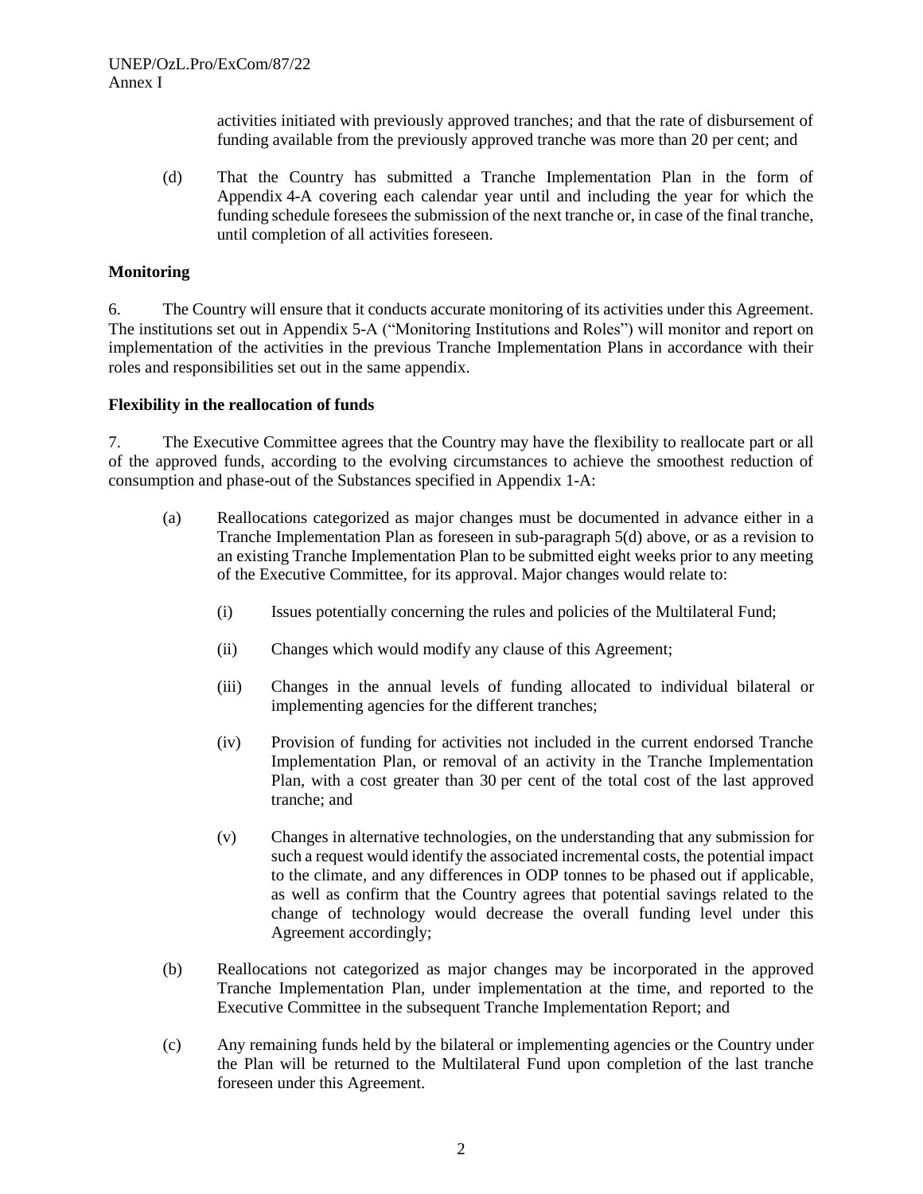activities initiated with previously approved tranches; and that the rate of disbursement of funding available from the previously approved tranche was more than 20 per cent; and

(d) That the Country has submitted a Tranche Implementation Plan in the form of Appendix 4-A covering each calendar year until and including the year for which the funding schedule foresees the submission of the next tranche or, in case of the final tranche, until completion of all activities foreseen.

**Monitoring**

6. The Country will ensure that it conducts accurate monitoring of its activities under this Agreement. The institutions set out in Appendix 5-A ("Monitoring Institutions and Roles") will monitor and report on implementation of the activities in the previous Tranche Implementation Plans in accordance with their roles and responsibilities set out in the same appendix.

**Flexibility in the reallocation of funds**

7. The Executive Committee agrees that the Country may have the flexibility to reallocate part or all of the approved funds, according to the evolving circumstances to achieve the smoothest reduction of consumption and phase-out of the Substances specified in Appendix 1-A:

(a) Reallocations categorized as major changes must be documented in advance either in a Tranche Implementation Plan as foreseen in sub-paragraph 5(d) above, or as a revision to an existing Tranche Implementation Plan to be submitted eight weeks prior to any meeting of the Executive Committee, for its approval. Major changes would relate to:

   (i) Issues potentially concerning the rules and policies of the Multilateral Fund;

   (ii) Changes which would modify any clause of this Agreement;

   (iii) Changes in the annual levels of funding allocated to individual bilateral or implementing agencies for the different tranches;

   (iv) Provision of funding for activities not included in the current endorsed Tranche Implementation Plan, or removal of an activity in the Tranche Implementation Plan, with a cost greater than 30 per cent of the total cost of the last approved tranche; and

   (v) Changes in alternative technologies, on the understanding that any submission for such a request would identify the associated incremental costs, the potential impact to the climate, and any differences in ODP tonnes to be phased out if applicable, as well as confirm that the Country agrees that potential savings related to the change of technology would decrease the overall funding level under this Agreement accordingly;

(b) Reallocations not categorized as major changes may be incorporated in the approved Tranche Implementation Plan, under implementation at the time, and reported to the Executive Committee in the subsequent Tranche Implementation Report; and

(c) Any remaining funds held by the bilateral or implementing agencies or the Country under the Plan will be returned to the Multilateral Fund upon completion of the last tranche foreseen under this Agreement.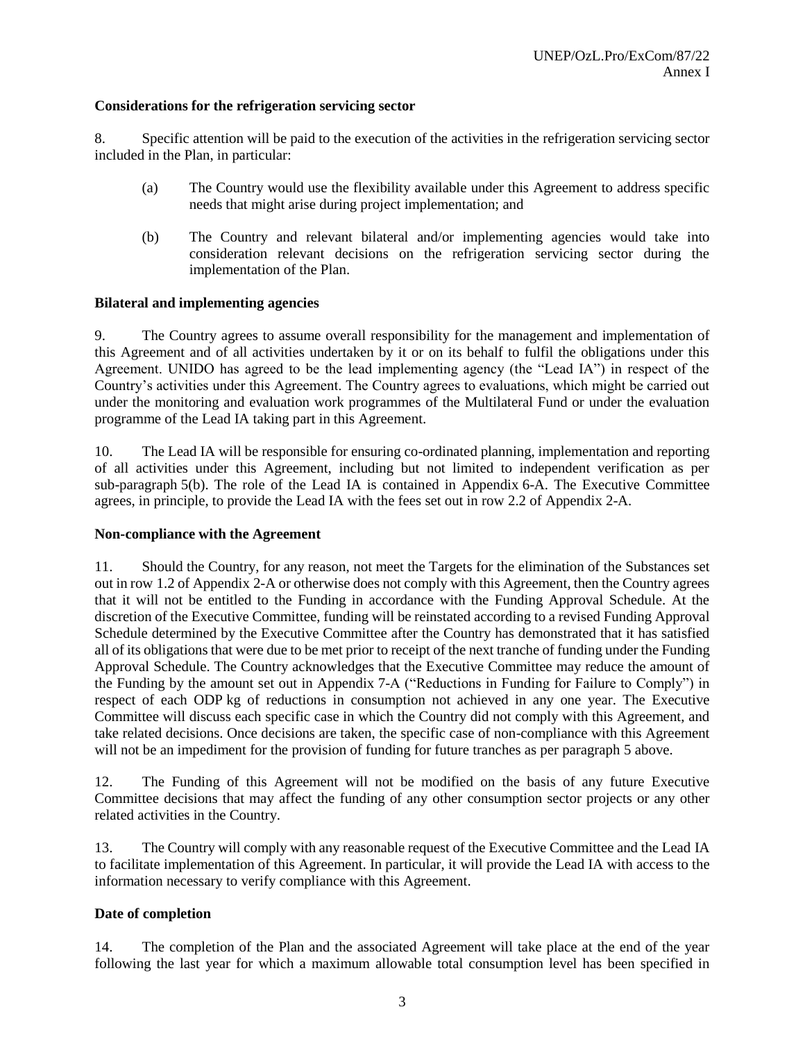**Considerations for the refrigeration servicing sector**

8. Specific attention will be paid to the execution of the activities in the refrigeration servicing sector included in the Plan, in particular:

> (a) The Country would use the flexibility available under this Agreement to address specific needs that might arise during project implementation; and
>
> (b) The Country and relevant bilateral and/or implementing agencies would take into consideration relevant decisions on the refrigeration servicing sector during the implementation of the Plan.

**Bilateral and implementing agencies**

9. The Country agrees to assume overall responsibility for the management and implementation of this Agreement and of all activities undertaken by it or on its behalf to fulfil the obligations under this Agreement. UNIDO has agreed to be the lead implementing agency (the "Lead IA") in respect of the Country's activities under this Agreement. The Country agrees to evaluations, which might be carried out under the monitoring and evaluation work programmes of the Multilateral Fund or under the evaluation programme of the Lead IA taking part in this Agreement.

10. The Lead IA will be responsible for ensuring co-ordinated planning, implementation and reporting of all activities under this Agreement, including but not limited to independent verification as per sub-paragraph 5(b). The role of the Lead IA is contained in Appendix 6-A. The Executive Committee agrees, in principle, to provide the Lead IA with the fees set out in row 2.2 of Appendix 2-A.

**Non-compliance with the Agreement**

11. Should the Country, for any reason, not meet the Targets for the elimination of the Substances set out in row 1.2 of Appendix 2-A or otherwise does not comply with this Agreement, then the Country agrees that it will not be entitled to the Funding in accordance with the Funding Approval Schedule. At the discretion of the Executive Committee, funding will be reinstated according to a revised Funding Approval Schedule determined by the Executive Committee after the Country has demonstrated that it has satisfied all of its obligations that were due to be met prior to receipt of the next tranche of funding under the Funding Approval Schedule. The Country acknowledges that the Executive Committee may reduce the amount of the Funding by the amount set out in Appendix 7-A ("Reductions in Funding for Failure to Comply") in respect of each ODP kg of reductions in consumption not achieved in any one year. The Executive Committee will discuss each specific case in which the Country did not comply with this Agreement, and take related decisions. Once decisions are taken, the specific case of non-compliance with this Agreement will not be an impediment for the provision of funding for future tranches as per paragraph 5 above.

12. The Funding of this Agreement will not be modified on the basis of any future Executive Committee decisions that may affect the funding of any other consumption sector projects or any other related activities in the Country.

13. The Country will comply with any reasonable request of the Executive Committee and the Lead IA to facilitate implementation of this Agreement. In particular, it will provide the Lead IA with access to the information necessary to verify compliance with this Agreement.

**Date of completion**

14. The completion of the Plan and the associated Agreement will take place at the end of the year following the last year for which a maximum allowable total consumption level has been specified in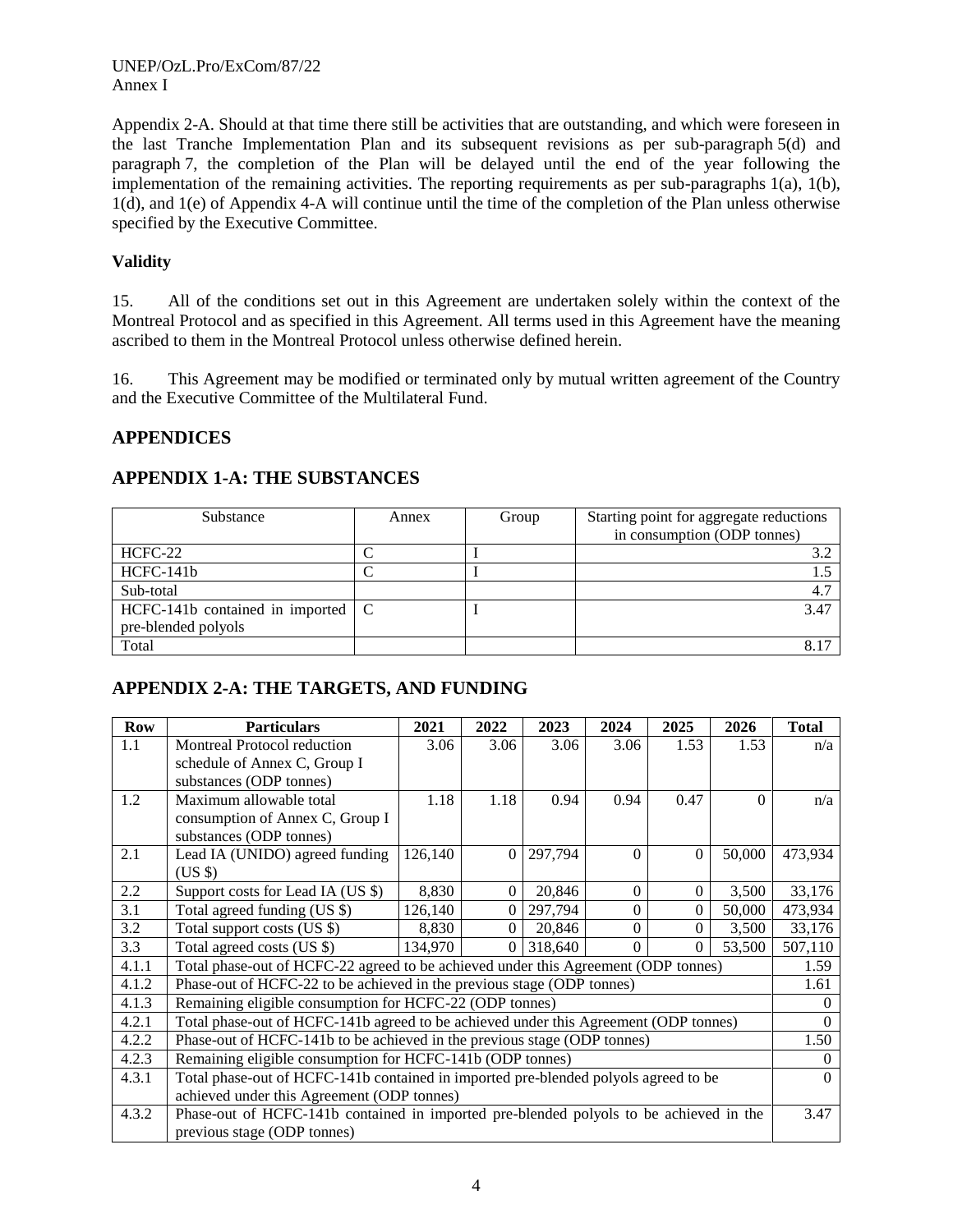Appendix 2-A. Should at that time there still be activities that are outstanding, and which were foreseen in the last Tranche Implementation Plan and its subsequent revisions as per sub-paragraph 5(d) and paragraph 7, the completion of the Plan will be delayed until the end of the year following the implementation of the remaining activities. The reporting requirements as per sub-paragraphs 1(a), 1(b), 1(d), and 1(e) of Appendix 4-A will continue until the time of the completion of the Plan unless otherwise specified by the Executive Committee.

**Validity**

15. All of the conditions set out in this Agreement are undertaken solely within the context of the Montreal Protocol and as specified in this Agreement. All terms used in this Agreement have the meaning ascribed to them in the Montreal Protocol unless otherwise defined herein.

16. This Agreement may be modified or terminated only by mutual written agreement of the Country and the Executive Committee of the Multilateral Fund.

## APPENDICES

## APPENDIX 1-A: THE SUBSTANCES

| Substance | Annex | Group | Starting point for aggregate reductions in consumption (ODP tonnes) |
|---|---|---|---|
| HCFC-22 | C | I | 3.2 |
| HCFC-141b | C | I | 1.5 |
| Sub-total | | | 4.7 |
| HCFC-141b contained in imported pre-blended polyols | C | I | 3.47 |
| Total | | | 8.17 |

## APPENDIX 2-A: THE TARGETS, AND FUNDING

| Row | Particulars | 2021 | 2022 | 2023 | 2024 | 2025 | 2026 | Total |
|---|---|---|---|---|---|---|---|---|
| 1.1 | Montreal Protocol reduction schedule of Annex C, Group I substances (ODP tonnes) | 3.06 | 3.06 | 3.06 | 3.06 | 1.53 | 1.53 | n/a |
| 1.2 | Maximum allowable total consumption of Annex C, Group I substances (ODP tonnes) | 1.18 | 1.18 | 0.94 | 0.94 | 0.47 | 0 | n/a |
| 2.1 | Lead IA (UNIDO) agreed funding (US $) | 126,140 | 0 | 297,794 | 0 | 0 | 50,000 | 473,934 |
| 2.2 | Support costs for Lead IA (US $) | 8,830 | 0 | 20,846 | 0 | 0 | 3,500 | 33,176 |
| 3.1 | Total agreed funding (US $) | 126,140 | 0 | 297,794 | 0 | 0 | 50,000 | 473,934 |
| 3.2 | Total support costs (US $) | 8,830 | 0 | 20,846 | 0 | 0 | 3,500 | 33,176 |
| 3.3 | Total agreed costs (US $) | 134,970 | 0 | 318,640 | 0 | 0 | 53,500 | 507,110 |
| 4.1.1 | Total phase-out of HCFC-22 agreed to be achieved under this Agreement (ODP tonnes) | | | | | | | 1.59 |
| 4.1.2 | Phase-out of HCFC-22 to be achieved in the previous stage (ODP tonnes) | | | | | | | 1.61 |
| 4.1.3 | Remaining eligible consumption for HCFC-22 (ODP tonnes) | | | | | | | 0 |
| 4.2.1 | Total phase-out of HCFC-141b agreed to be achieved under this Agreement (ODP tonnes) | | | | | | | 0 |
| 4.2.2 | Phase-out of HCFC-141b to be achieved in the previous stage (ODP tonnes) | | | | | | | 1.50 |
| 4.2.3 | Remaining eligible consumption for HCFC-141b (ODP tonnes) | | | | | | | 0 |
| 4.3.1 | Total phase-out of HCFC-141b contained in imported pre-blended polyols agreed to be achieved under this Agreement (ODP tonnes) | | | | | | | 0 |
| 4.3.2 | Phase-out of HCFC-141b contained in imported pre-blended polyols to be achieved in the previous stage (ODP tonnes) | | | | | | | 3.47 |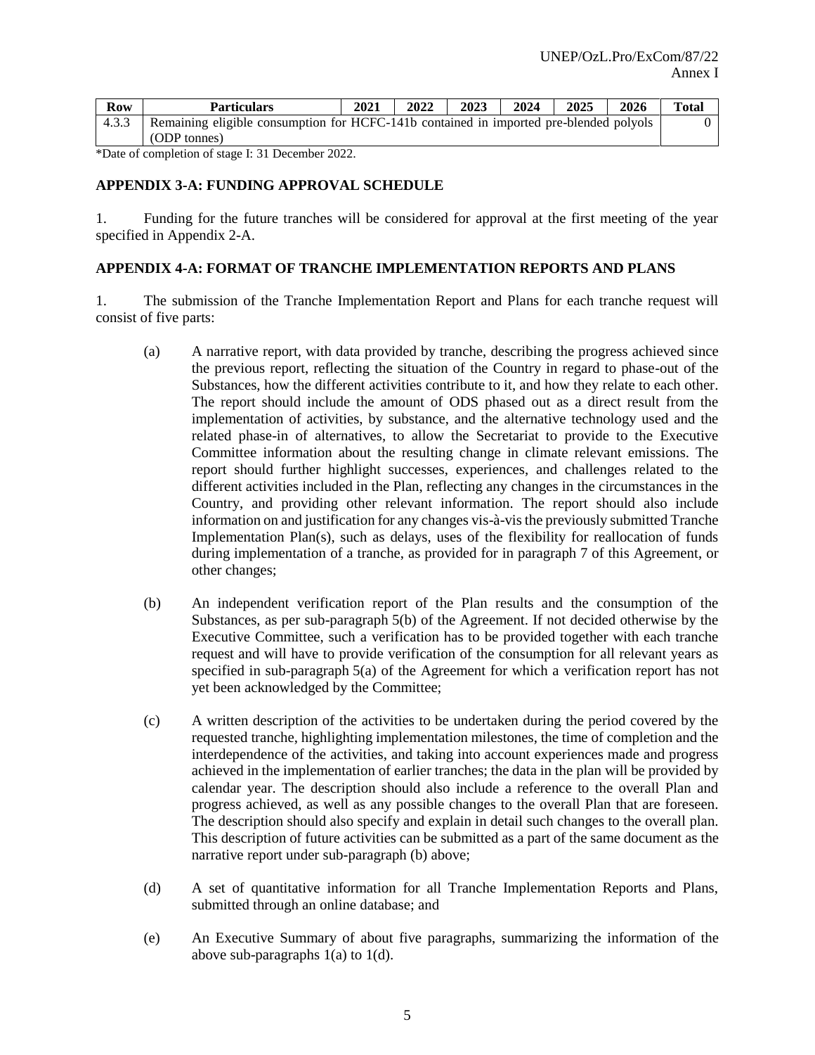| Row | Particulars | 2021 | 2022 | 2023 | 2024 | 2025 | 2026 | Total |
|---|---|---|---|---|---|---|---|---|
| 4.3.3 | Remaining eligible consumption for HCFC-141b contained in imported pre-blended polyols (ODP tonnes) | | | | | | | 0 |

*Date of completion of stage I: 31 December 2022.

**APPENDIX 3-A: FUNDING APPROVAL SCHEDULE**

1. Funding for the future tranches will be considered for approval at the first meeting of the year specified in Appendix 2-A.

**APPENDIX 4-A: FORMAT OF TRANCHE IMPLEMENTATION REPORTS AND PLANS**

1. The submission of the Tranche Implementation Report and Plans for each tranche request will consist of five parts:

(a) A narrative report, with data provided by tranche, describing the progress achieved since the previous report, reflecting the situation of the Country in regard to phase-out of the Substances, how the different activities contribute to it, and how they relate to each other. The report should include the amount of ODS phased out as a direct result from the implementation of activities, by substance, and the alternative technology used and the related phase-in of alternatives, to allow the Secretariat to provide to the Executive Committee information about the resulting change in climate relevant emissions. The report should further highlight successes, experiences, and challenges related to the different activities included in the Plan, reflecting any changes in the circumstances in the Country, and providing other relevant information. The report should also include information on and justification for any changes vis-à-vis the previously submitted Tranche Implementation Plan(s), such as delays, uses of the flexibility for reallocation of funds during implementation of a tranche, as provided for in paragraph 7 of this Agreement, or other changes;

(b) An independent verification report of the Plan results and the consumption of the Substances, as per sub-paragraph 5(b) of the Agreement. If not decided otherwise by the Executive Committee, such a verification has to be provided together with each tranche request and will have to provide verification of the consumption for all relevant years as specified in sub-paragraph 5(a) of the Agreement for which a verification report has not yet been acknowledged by the Committee;

(c) A written description of the activities to be undertaken during the period covered by the requested tranche, highlighting implementation milestones, the time of completion and the interdependence of the activities, and taking into account experiences made and progress achieved in the implementation of earlier tranches; the data in the plan will be provided by calendar year. The description should also include a reference to the overall Plan and progress achieved, as well as any possible changes to the overall Plan that are foreseen. The description should also specify and explain in detail such changes to the overall plan. This description of future activities can be submitted as a part of the same document as the narrative report under sub-paragraph (b) above;

(d) A set of quantitative information for all Tranche Implementation Reports and Plans, submitted through an online database; and

(e) An Executive Summary of about five paragraphs, summarizing the information of the above sub-paragraphs 1(a) to 1(d).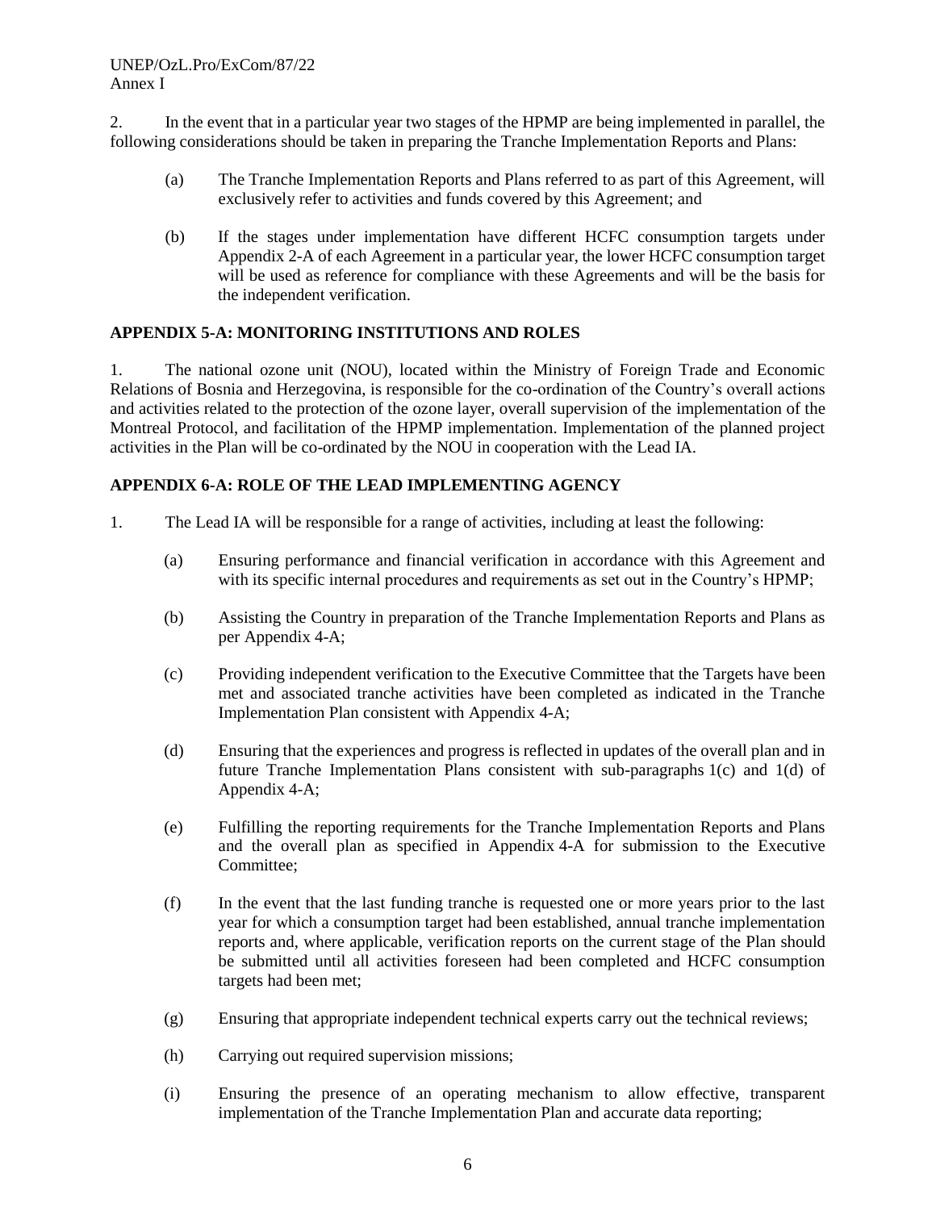2. In the event that in a particular year two stages of the HPMP are being implemented in parallel, the following considerations should be taken in preparing the Tranche Implementation Reports and Plans:

(a) The Tranche Implementation Reports and Plans referred to as part of this Agreement, will exclusively refer to activities and funds covered by this Agreement; and

(b) If the stages under implementation have different HCFC consumption targets under Appendix 2-A of each Agreement in a particular year, the lower HCFC consumption target will be used as reference for compliance with these Agreements and will be the basis for the independent verification.

## APPENDIX 5-A: MONITORING INSTITUTIONS AND ROLES

1. The national ozone unit (NOU), located within the Ministry of Foreign Trade and Economic Relations of Bosnia and Herzegovina, is responsible for the co-ordination of the Country's overall actions and activities related to the protection of the ozone layer, overall supervision of the implementation of the Montreal Protocol, and facilitation of the HPMP implementation. Implementation of the planned project activities in the Plan will be co-ordinated by the NOU in cooperation with the Lead IA.

## APPENDIX 6-A: ROLE OF THE LEAD IMPLEMENTING AGENCY

1. The Lead IA will be responsible for a range of activities, including at least the following:

(a) Ensuring performance and financial verification in accordance with this Agreement and with its specific internal procedures and requirements as set out in the Country's HPMP;

(b) Assisting the Country in preparation of the Tranche Implementation Reports and Plans as per Appendix 4-A;

(c) Providing independent verification to the Executive Committee that the Targets have been met and associated tranche activities have been completed as indicated in the Tranche Implementation Plan consistent with Appendix 4-A;

(d) Ensuring that the experiences and progress is reflected in updates of the overall plan and in future Tranche Implementation Plans consistent with sub-paragraphs 1(c) and 1(d) of Appendix 4-A;

(e) Fulfilling the reporting requirements for the Tranche Implementation Reports and Plans and the overall plan as specified in Appendix 4-A for submission to the Executive Committee;

(f) In the event that the last funding tranche is requested one or more years prior to the last year for which a consumption target had been established, annual tranche implementation reports and, where applicable, verification reports on the current stage of the Plan should be submitted until all activities foreseen had been completed and HCFC consumption targets had been met;

(g) Ensuring that appropriate independent technical experts carry out the technical reviews;

(h) Carrying out required supervision missions;

(i) Ensuring the presence of an operating mechanism to allow effective, transparent implementation of the Tranche Implementation Plan and accurate data reporting;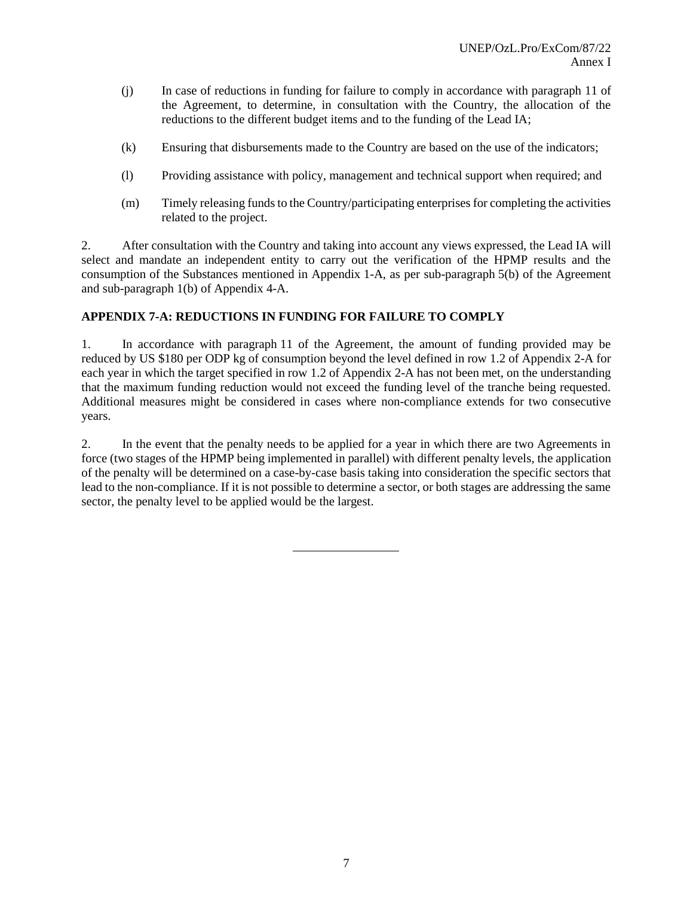(j) In case of reductions in funding for failure to comply in accordance with paragraph 11 of the Agreement, to determine, in consultation with the Country, the allocation of the reductions to the different budget items and to the funding of the Lead IA;

(k) Ensuring that disbursements made to the Country are based on the use of the indicators;

(l) Providing assistance with policy, management and technical support when required; and

(m) Timely releasing funds to the Country/participating enterprises for completing the activities related to the project.

2. After consultation with the Country and taking into account any views expressed, the Lead IA will select and mandate an independent entity to carry out the verification of the HPMP results and the consumption of the Substances mentioned in Appendix 1-A, as per sub-paragraph 5(b) of the Agreement and sub-paragraph 1(b) of Appendix 4-A.

**APPENDIX 7-A: REDUCTIONS IN FUNDING FOR FAILURE TO COMPLY**

1. In accordance with paragraph 11 of the Agreement, the amount of funding provided may be reduced by US $180 per ODP kg of consumption beyond the level defined in row 1.2 of Appendix 2-A for each year in which the target specified in row 1.2 of Appendix 2-A has not been met, on the understanding that the maximum funding reduction would not exceed the funding level of the tranche being requested. Additional measures might be considered in cases where non-compliance extends for two consecutive years.

2. In the event that the penalty needs to be applied for a year in which there are two Agreements in force (two stages of the HPMP being implemented in parallel) with different penalty levels, the application of the penalty will be determined on a case-by-case basis taking into consideration the specific sectors that lead to the non-compliance. If it is not possible to determine a sector, or both stages are addressing the same sector, the penalty level to be applied would be the largest.